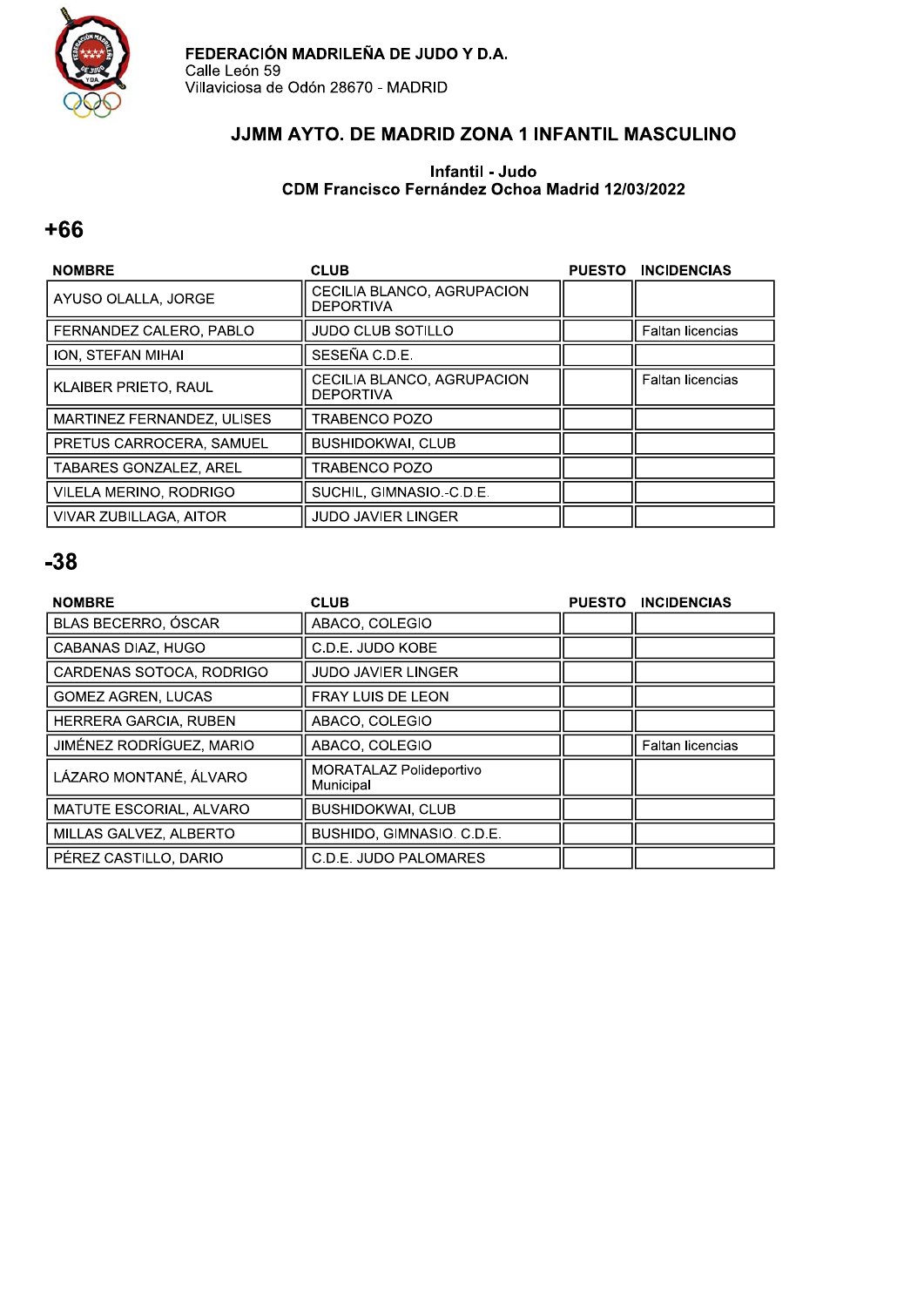**FEDERACIÓN MADRILEÑA DE JUDO Y D.A.**
Calle León 59
Villaviciosa de Odón 28670 - MADRID

## JJMM AYTO. DE MADRID ZONA 1 INFANTIL MASCULINO

**Infantil - Judo**
**CDM Francisco Fernández Ochoa Madrid 12/03/2022**

# +66

| NOMBRE | CLUB | PUESTO | INCIDENCIAS |
|---|---|---|---|
| AYUSO OLALLA, JORGE | CECILIA BLANCO, AGRUPACION DEPORTIVA | | |
| FERNANDEZ CALERO, PABLO | JUDO CLUB SOTILLO | | Faltan licencias |
| ION, STEFAN MIHAI | SESEÑA C.D.E. | | |
| KLAIBER PRIETO, RAUL | CECILIA BLANCO, AGRUPACION DEPORTIVA | | Faltan licencias |
| MARTINEZ FERNANDEZ, ULISES | TRABENCO POZO | | |
| PRETUS CARROCERA, SAMUEL | BUSHIDOKWAI, CLUB | | |
| TABARES GONZALEZ, AREL | TRABENCO POZO | | |
| VILELA MERINO, RODRIGO | SUCHIL, GIMNASIO.-C.D.E. | | |
| VIVAR ZUBILLAGA, AITOR | JUDO JAVIER LINGER | | |

# -38

| NOMBRE | CLUB | PUESTO | INCIDENCIAS |
|---|---|---|---|
| BLAS BECERRO, ÓSCAR | ABACO, COLEGIO | | |
| CABANAS DIAZ, HUGO | C.D.E. JUDO KOBE | | |
| CARDENAS SOTOCA, RODRIGO | JUDO JAVIER LINGER | | |
| GOMEZ AGREN, LUCAS | FRAY LUIS DE LEON | | |
| HERRERA GARCIA, RUBEN | ABACO, COLEGIO | | |
| JIMÉNEZ RODRÍGUEZ, MARIO | ABACO, COLEGIO | | Faltan licencias |
| LÁZARO MONTANÉ, ÁLVARO | MORATALAZ Polideportivo Municipal | | |
| MATUTE ESCORIAL, ALVARO | BUSHIDOKWAI, CLUB | | |
| MILLAS GALVEZ, ALBERTO | BUSHIDO, GIMNASIO. C.D.E. | | |
| PÉREZ CASTILLO, DARIO | C.D.E. JUDO PALOMARES | | |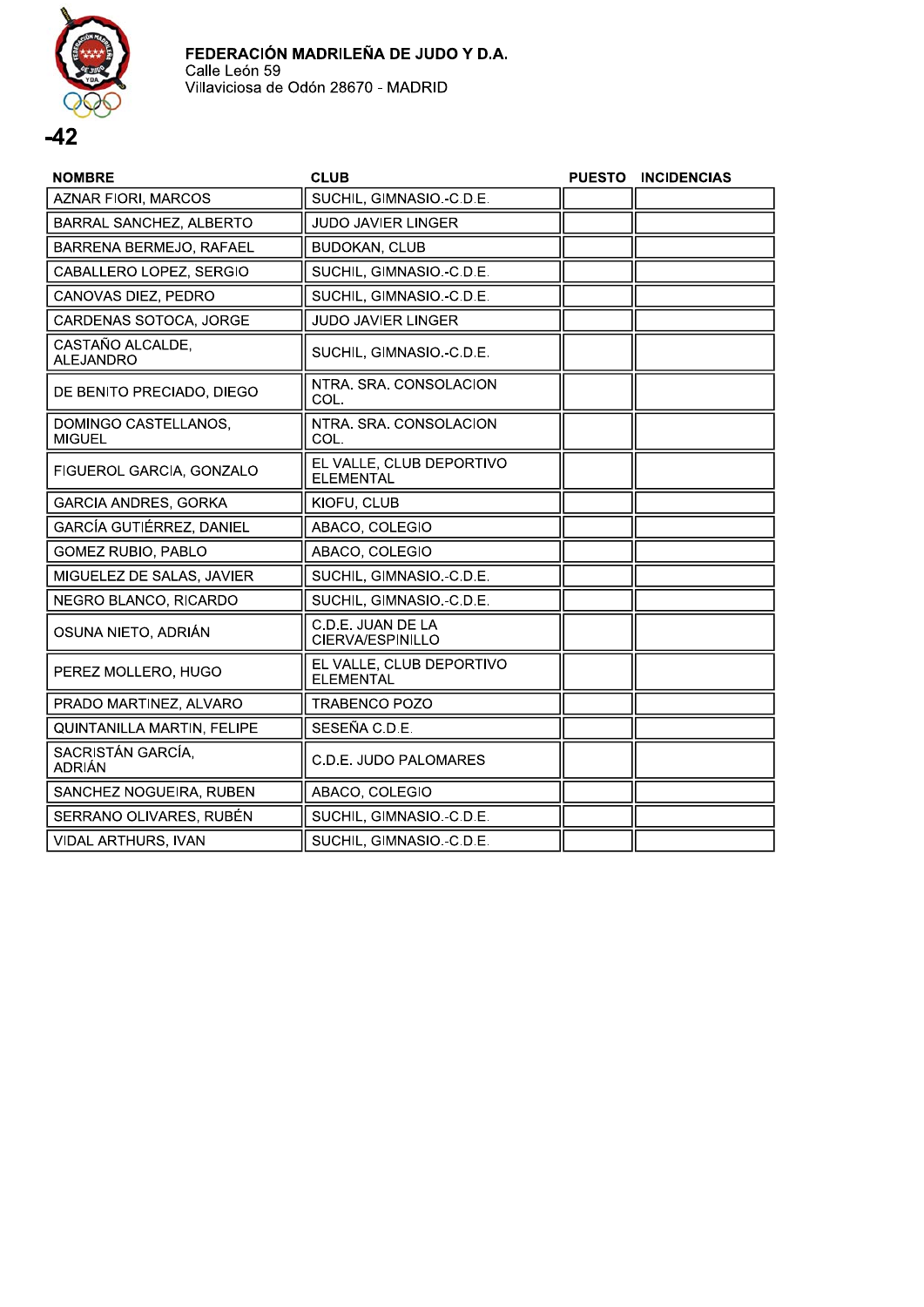**FEDERACIÓN MADRILEÑA DE JUDO Y D.A.**
Calle León 59
Villaviciosa de Odón 28670 - MADRID

# -42

| NOMBRE | CLUB | PUESTO | INCIDENCIAS |
|---|---|---|---|
| AZNAR FIORI, MARCOS | SUCHIL, GIMNASIO.-C.D.E. | | |
| BARRAL SANCHEZ, ALBERTO | JUDO JAVIER LINGER | | |
| BARRENA BERMEJO, RAFAEL | BUDOKAN, CLUB | | |
| CABALLERO LOPEZ, SERGIO | SUCHIL, GIMNASIO.-C.D.E. | | |
| CANOVAS DIEZ, PEDRO | SUCHIL, GIMNASIO.-C.D.E. | | |
| CARDENAS SOTOCA, JORGE | JUDO JAVIER LINGER | | |
| CASTAÑO ALCALDE, ALEJANDRO | SUCHIL, GIMNASIO.-C.D.E. | | |
| DE BENITO PRECIADO, DIEGO | NTRA. SRA. CONSOLACION COL. | | |
| DOMINGO CASTELLANOS, MIGUEL | NTRA. SRA. CONSOLACION COL. | | |
| FIGUEROL GARCIA, GONZALO | EL VALLE, CLUB DEPORTIVO ELEMENTAL | | |
| GARCIA ANDRES, GORKA | KIOFU, CLUB | | |
| GARCÍA GUTIÉRREZ, DANIEL | ABACO, COLEGIO | | |
| GOMEZ RUBIO, PABLO | ABACO, COLEGIO | | |
| MIGUELEZ DE SALAS, JAVIER | SUCHIL, GIMNASIO.-C.D.E. | | |
| NEGRO BLANCO, RICARDO | SUCHIL, GIMNASIO.-C.D.E. | | |
| OSUNA NIETO, ADRIÁN | C.D.E. JUAN DE LA CIERVA/ESPINILLO | | |
| PEREZ MOLLERO, HUGO | EL VALLE, CLUB DEPORTIVO ELEMENTAL | | |
| PRADO MARTINEZ, ALVARO | TRABENCO POZO | | |
| QUINTANILLA MARTIN, FELIPE | SESEÑA C.D.E. | | |
| SACRISTÁN GARCÍA, ADRIÁN | C.D.E. JUDO PALOMARES | | |
| SANCHEZ NOGUEIRA, RUBEN | ABACO, COLEGIO | | |
| SERRANO OLIVARES, RUBÉN | SUCHIL, GIMNASIO.-C.D.E. | | |
| VIDAL ARTHURS, IVAN | SUCHIL, GIMNASIO.-C.D.E. | | |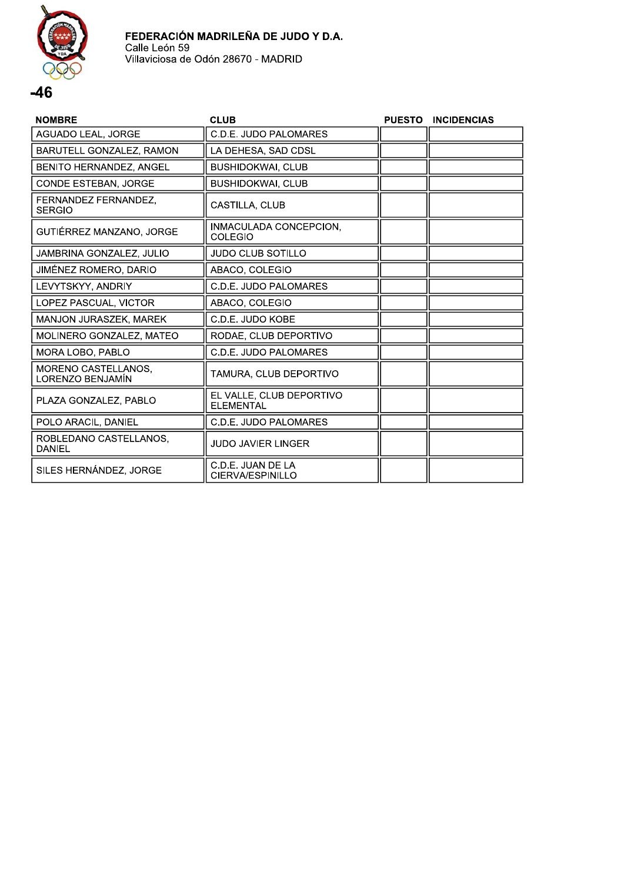**FEDERACIÓN MADRILEÑA DE JUDO Y D.A.**
Calle León 59
Villaviciosa de Odón 28670 - MADRID

## -46

| NOMBRE | CLUB | PUESTO | INCIDENCIAS |
|---|---|---|---|
| AGUADO LEAL, JORGE | C.D.E. JUDO PALOMARES | | |
| BARUTELL GONZALEZ, RAMON | LA DEHESA, SAD CDSL | | |
| BENITO HERNANDEZ, ANGEL | BUSHIDOKWAI, CLUB | | |
| CONDE ESTEBAN, JORGE | BUSHIDOKWAI, CLUB | | |
| FERNANDEZ FERNANDEZ, SERGIO | CASTILLA, CLUB | | |
| GUTIÉRREZ MANZANO, JORGE | INMACULADA CONCEPCION, COLEGIO | | |
| JAMBRINA GONZALEZ, JULIO | JUDO CLUB SOTILLO | | |
| JIMÉNEZ ROMERO, DARIO | ABACO, COLEGIO | | |
| LEVYTSKYY, ANDRIY | C.D.E. JUDO PALOMARES | | |
| LOPEZ PASCUAL, VICTOR | ABACO, COLEGIO | | |
| MANJON JURASZEK, MAREK | C.D.E. JUDO KOBE | | |
| MOLINERO GONZALEZ, MATEO | RODAE, CLUB DEPORTIVO | | |
| MORA LOBO, PABLO | C.D.E. JUDO PALOMARES | | |
| MORENO CASTELLANOS, LORENZO BENJAMÍN | TAMURA, CLUB DEPORTIVO | | |
| PLAZA GONZALEZ, PABLO | EL VALLE, CLUB DEPORTIVO ELEMENTAL | | |
| POLO ARACIL, DANIEL | C.D.E. JUDO PALOMARES | | |
| ROBLEDANO CASTELLANOS, DANIEL | JUDO JAVIER LINGER | | |
| SILES HERNÁNDEZ, JORGE | C.D.E. JUAN DE LA CIERVA/ESPINILLO | | |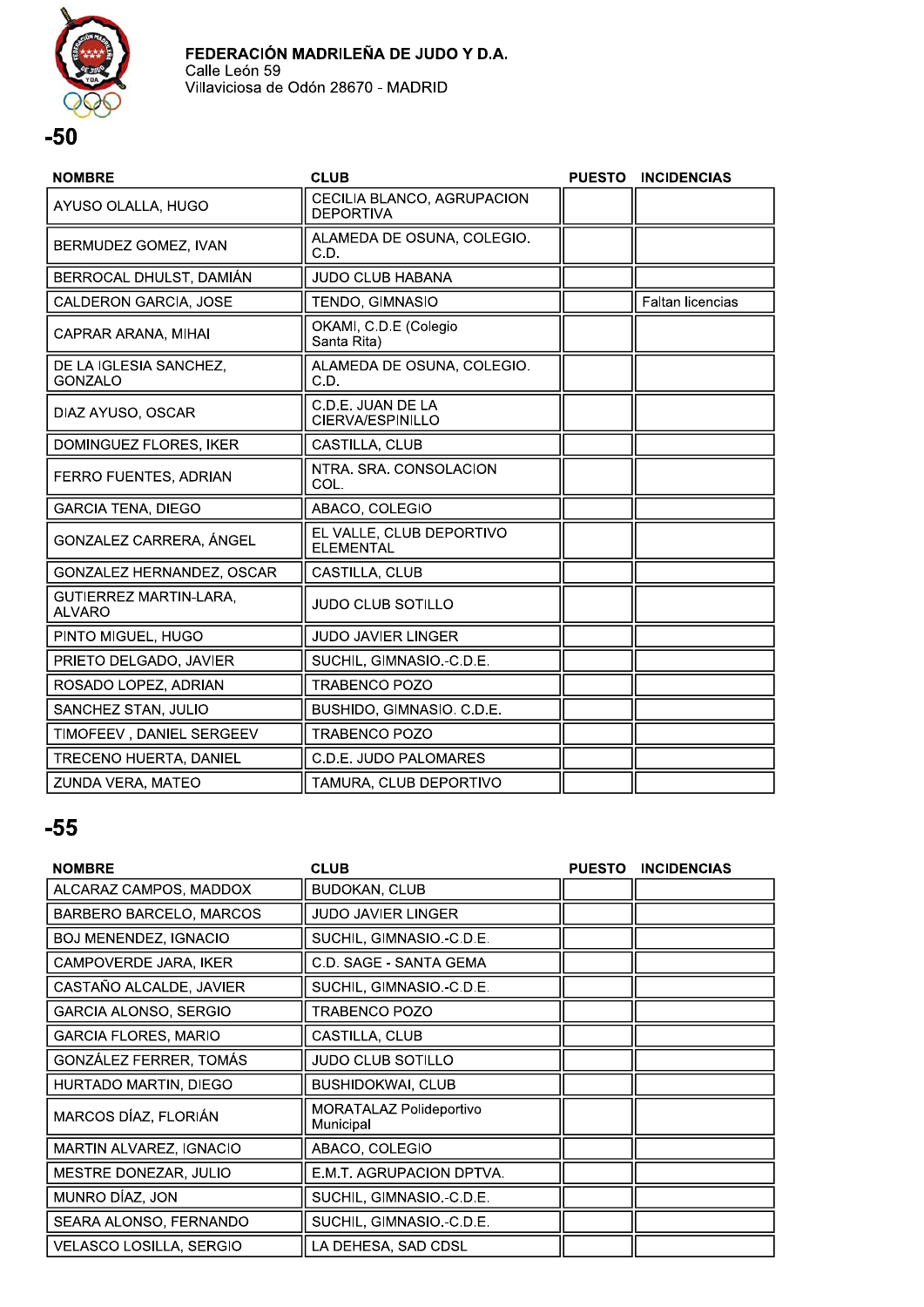**FEDERACIÓN MADRILEÑA DE JUDO Y D.A.**
Calle León 59
Villaviciosa de Odón 28670 - MADRID

## -50

| NOMBRE | CLUB | PUESTO | INCIDENCIAS |
|---|---|---|---|
| AYUSO OLALLA, HUGO | CECILIA BLANCO, AGRUPACION DEPORTIVA | | |
| BERMUDEZ GOMEZ, IVAN | ALAMEDA DE OSUNA, COLEGIO. C.D. | | |
| BERROCAL DHULST, DAMIÁN | JUDO CLUB HABANA | | |
| CALDERON GARCIA, JOSE | TENDO, GIMNASIO | | Faltan licencias |
| CAPRAR ARANA, MIHAI | OKAMI, C.D.E (Colegio Santa Rita) | | |
| DE LA IGLESIA SANCHEZ, GONZALO | ALAMEDA DE OSUNA, COLEGIO. C.D. | | |
| DIAZ AYUSO, OSCAR | C.D.E. JUAN DE LA CIERVA/ESPINILLO | | |
| DOMINGUEZ FLORES, IKER | CASTILLA, CLUB | | |
| FERRO FUENTES, ADRIAN | NTRA. SRA. CONSOLACION COL. | | |
| GARCIA TENA, DIEGO | ABACO, COLEGIO | | |
| GONZALEZ CARRERA, ÁNGEL | EL VALLE, CLUB DEPORTIVO ELEMENTAL | | |
| GONZALEZ HERNANDEZ, OSCAR | CASTILLA, CLUB | | |
| GUTIERREZ MARTIN-LARA, ALVARO | JUDO CLUB SOTILLO | | |
| PINTO MIGUEL, HUGO | JUDO JAVIER LINGER | | |
| PRIETO DELGADO, JAVIER | SUCHIL, GIMNASIO.-C.D.E. | | |
| ROSADO LOPEZ, ADRIAN | TRABENCO POZO | | |
| SANCHEZ STAN, JULIO | BUSHIDO, GIMNASIO. C.D.E. | | |
| TIMOFEEV , DANIEL SERGEEV | TRABENCO POZO | | |
| TRECENO HUERTA, DANIEL | C.D.E. JUDO PALOMARES | | |
| ZUNDA VERA, MATEO | TAMURA, CLUB DEPORTIVO | | |

## -55

| NOMBRE | CLUB | PUESTO | INCIDENCIAS |
|---|---|---|---|
| ALCARAZ CAMPOS, MADDOX | BUDOKAN, CLUB | | |
| BARBERO BARCELO, MARCOS | JUDO JAVIER LINGER | | |
| BOJ MENENDEZ, IGNACIO | SUCHIL, GIMNASIO.-C.D.E. | | |
| CAMPOVERDE JARA, IKER | C.D. SAGE - SANTA GEMA | | |
| CASTAÑO ALCALDE, JAVIER | SUCHIL, GIMNASIO.-C.D.E. | | |
| GARCIA ALONSO, SERGIO | TRABENCO POZO | | |
| GARCIA FLORES, MARIO | CASTILLA, CLUB | | |
| GONZÁLEZ FERRER, TOMÁS | JUDO CLUB SOTILLO | | |
| HURTADO MARTIN, DIEGO | BUSHIDOKWAI, CLUB | | |
| MARCOS DÍAZ, FLORIÁN | MORATALAZ Polideportivo Municipal | | |
| MARTIN ALVAREZ, IGNACIO | ABACO, COLEGIO | | |
| MESTRE DONEZAR, JULIO | E.M.T. AGRUPACION DPTVA. | | |
| MUNRO DÍAZ, JON | SUCHIL, GIMNASIO.-C.D.E. | | |
| SEARA ALONSO, FERNANDO | SUCHIL, GIMNASIO.-C.D.E. | | |
| VELASCO LOSILLA, SERGIO | LA DEHESA, SAD CDSL | | |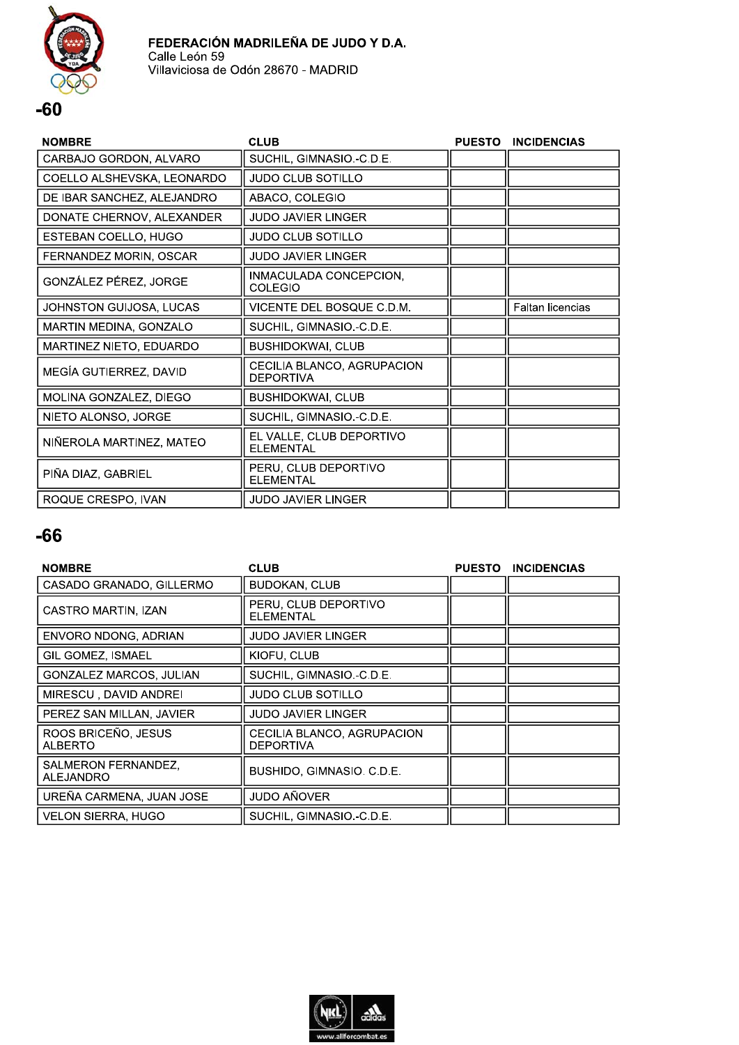**FEDERACIÓN MADRILEÑA DE JUDO Y D.A.**
Calle León 59
Villaviciosa de Odón 28670 - MADRID

## -60

| NOMBRE | CLUB | PUESTO | INCIDENCIAS |
|---|---|---|---|
| CARBAJO GORDON, ALVARO | SUCHIL, GIMNASIO.-C.D.E. | | |
| COELLO ALSHEVSKA, LEONARDO | JUDO CLUB SOTILLO | | |
| DE IBAR SANCHEZ, ALEJANDRO | ABACO, COLEGIO | | |
| DONATE CHERNOV, ALEXANDER | JUDO JAVIER LINGER | | |
| ESTEBAN COELLO, HUGO | JUDO CLUB SOTILLO | | |
| FERNANDEZ MORIN, OSCAR | JUDO JAVIER LINGER | | |
| GONZÁLEZ PÉREZ, JORGE | INMACULADA CONCEPCION, COLEGIO | | |
| JOHNSTON GUIJOSA, LUCAS | VICENTE DEL BOSQUE C.D.M. | | Faltan licencias |
| MARTIN MEDINA, GONZALO | SUCHIL, GIMNASIO.-C.D.E. | | |
| MARTINEZ NIETO, EDUARDO | BUSHIDOKWAI, CLUB | | |
| MEGÍA GUTIERREZ, DAVID | CECILIA BLANCO, AGRUPACION DEPORTIVA | | |
| MOLINA GONZALEZ, DIEGO | BUSHIDOKWAI, CLUB | | |
| NIETO ALONSO, JORGE | SUCHIL, GIMNASIO.-C.D.E. | | |
| NIÑEROLA MARTINEZ, MATEO | EL VALLE, CLUB DEPORTIVO ELEMENTAL | | |
| PIÑA DIAZ, GABRIEL | PERU, CLUB DEPORTIVO ELEMENTAL | | |
| ROQUE CRESPO, IVAN | JUDO JAVIER LINGER | | |

## -66

| NOMBRE | CLUB | PUESTO | INCIDENCIAS |
|---|---|---|---|
| CASADO GRANADO, GILLERMO | BUDOKAN, CLUB | | |
| CASTRO MARTIN, IZAN | PERU, CLUB DEPORTIVO ELEMENTAL | | |
| ENVORO NDONG, ADRIAN | JUDO JAVIER LINGER | | |
| GIL GOMEZ, ISMAEL | KIOFU, CLUB | | |
| GONZALEZ MARCOS, JULIAN | SUCHIL, GIMNASIO.-C.D.E. | | |
| MIRESCU , DAVID ANDREI | JUDO CLUB SOTILLO | | |
| PEREZ SAN MILLAN, JAVIER | JUDO JAVIER LINGER | | |
| ROOS BRICEÑO, JESUS ALBERTO | CECILIA BLANCO, AGRUPACION DEPORTIVA | | |
| SALMERON FERNANDEZ, ALEJANDRO | BUSHIDO, GIMNASIO. C.D.E. | | |
| UREÑA CARMENA, JUAN JOSE | JUDO AÑOVER | | |
| VELON SIERRA, HUGO | SUCHIL, GIMNASIO.-C.D.E. | | |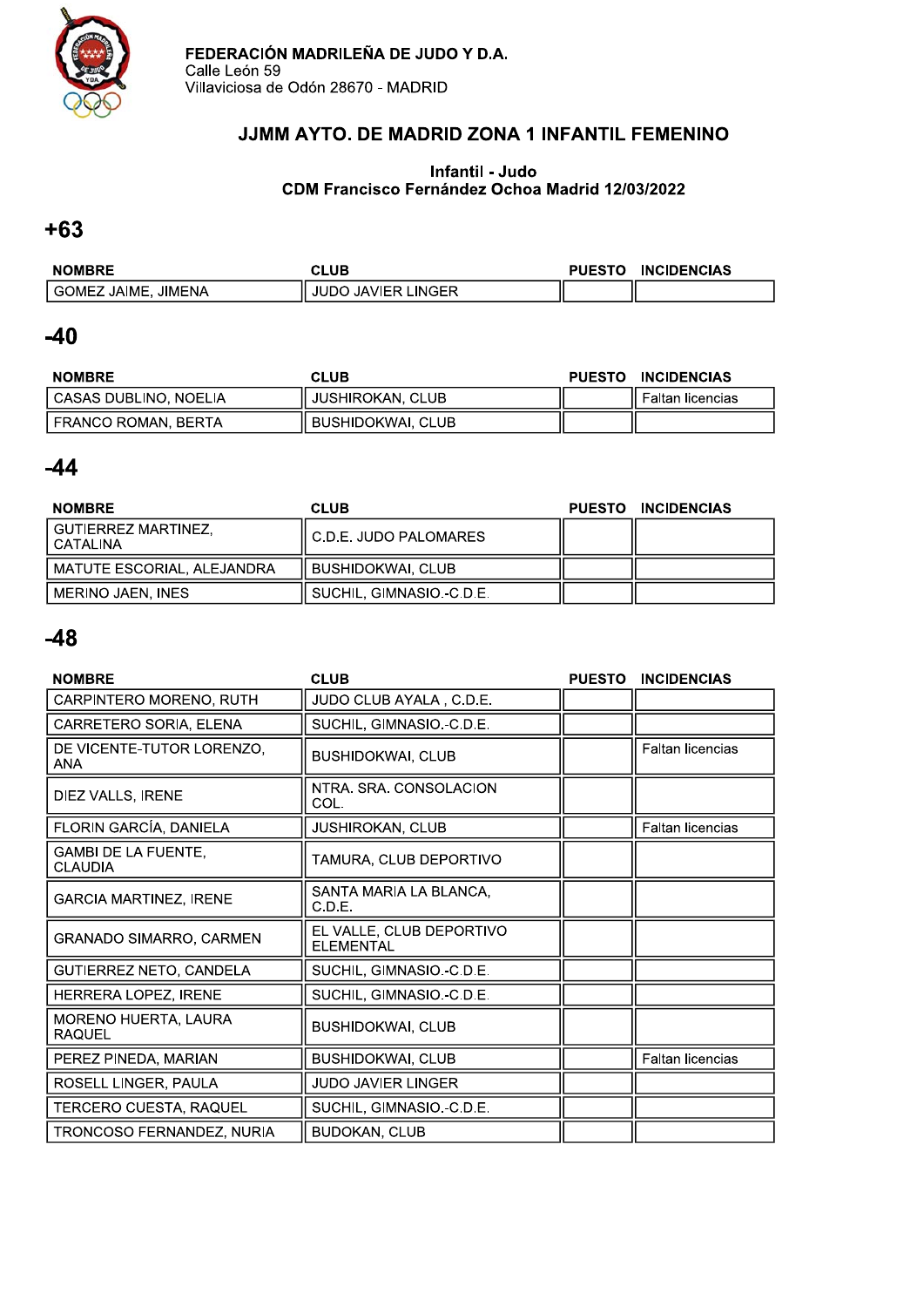FEDERACIÓN MADRILEÑA DE JUDO Y D.A.
Calle León 59
Villaviciosa de Odón 28670 - MADRID

## JJMM AYTO. DE MADRID ZONA 1 INFANTIL FEMENINO

**Infantil - Judo**
**CDM Francisco Fernández Ochoa Madrid 12/03/2022**

## +63

| NOMBRE | CLUB | PUESTO | INCIDENCIAS |
|---|---|---|---|
| GOMEZ JAIME, JIMENA | JUDO JAVIER LINGER | | |

## -40

| NOMBRE | CLUB | PUESTO | INCIDENCIAS |
|---|---|---|---|
| CASAS DUBLINO, NOELIA | JUSHIROKAN, CLUB | | Faltan licencias |
| FRANCO ROMAN, BERTA | BUSHIDOKWAI, CLUB | | |

## -44

| NOMBRE | CLUB | PUESTO | INCIDENCIAS |
|---|---|---|---|
| GUTIERREZ MARTINEZ, CATALINA | C.D.E. JUDO PALOMARES | | |
| MATUTE ESCORIAL, ALEJANDRA | BUSHIDOKWAI, CLUB | | |
| MERINO JAEN, INES | SUCHIL, GIMNASIO.-C.D.E. | | |

## -48

| NOMBRE | CLUB | PUESTO | INCIDENCIAS |
|---|---|---|---|
| CARPINTERO MORENO, RUTH | JUDO CLUB AYALA , C.D.E. | | |
| CARRETERO SORIA, ELENA | SUCHIL, GIMNASIO.-C.D.E. | | |
| DE VICENTE-TUTOR LORENZO, ANA | BUSHIDOKWAI, CLUB | | Faltan licencias |
| DIEZ VALLS, IRENE | NTRA. SRA. CONSOLACION COL. | | |
| FLORIN GARCÍA, DANIELA | JUSHIROKAN, CLUB | | Faltan licencias |
| GAMBI DE LA FUENTE, CLAUDIA | TAMURA, CLUB DEPORTIVO | | |
| GARCIA MARTINEZ, IRENE | SANTA MARIA LA BLANCA, C.D.E. | | |
| GRANADO SIMARRO, CARMEN | EL VALLE, CLUB DEPORTIVO ELEMENTAL | | |
| GUTIERREZ NETO, CANDELA | SUCHIL, GIMNASIO.-C.D.E. | | |
| HERRERA LOPEZ, IRENE | SUCHIL, GIMNASIO.-C.D.E. | | |
| MORENO HUERTA, LAURA RAQUEL | BUSHIDOKWAI, CLUB | | |
| PEREZ PINEDA, MARIAN | BUSHIDOKWAI, CLUB | | Faltan licencias |
| ROSELL LINGER, PAULA | JUDO JAVIER LINGER | | |
| TERCERO CUESTA, RAQUEL | SUCHIL, GIMNASIO.-C.D.E. | | |
| TRONCOSO FERNANDEZ, NURIA | BUDOKAN, CLUB | | |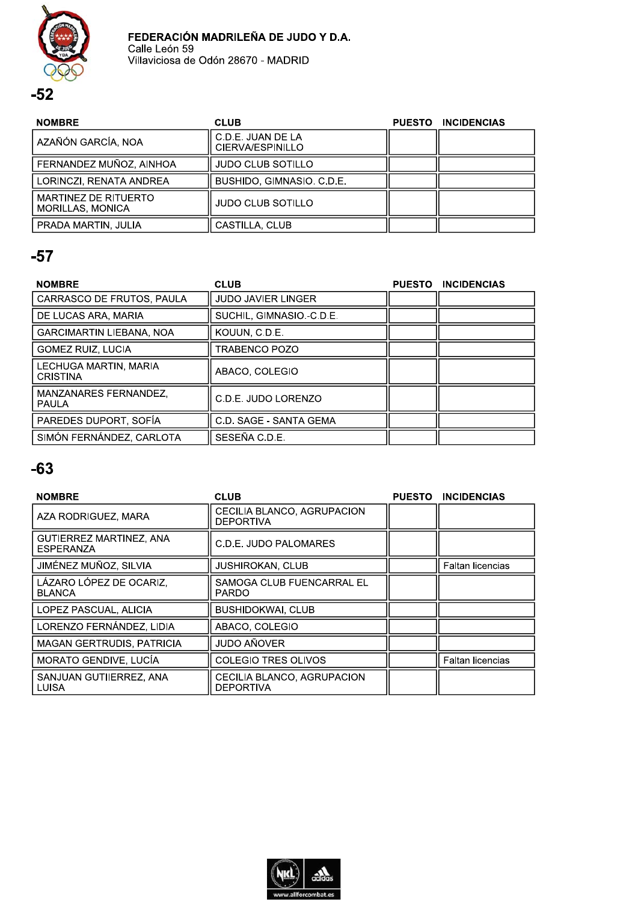**FEDERACIÓN MADRILEÑA DE JUDO Y D.A.**
Calle León 59
Villaviciosa de Odón 28670 - MADRID

## -52

| NOMBRE | CLUB | PUESTO | INCIDENCIAS |
|---|---|---|---|
| AZAÑÓN GARCÍA, NOA | C.D.E. JUAN DE LA CIERVA/ESPINILLO | | |
| FERNANDEZ MUÑOZ, AINHOA | JUDO CLUB SOTILLO | | |
| LORINCZI, RENATA ANDREA | BUSHIDO, GIMNASIO. C.D.E. | | |
| MARTINEZ DE RITUERTO MORILLAS, MONICA | JUDO CLUB SOTILLO | | |
| PRADA MARTIN, JULIA | CASTILLA, CLUB | | |

## -57

| NOMBRE | CLUB | PUESTO | INCIDENCIAS |
|---|---|---|---|
| CARRASCO DE FRUTOS, PAULA | JUDO JAVIER LINGER | | |
| DE LUCAS ARA, MARIA | SUCHIL, GIMNASIO.-C.D.E. | | |
| GARCIMARTIN LIEBANA, NOA | KOUUN, C.D.E. | | |
| GOMEZ RUIZ, LUCIA | TRABENCO POZO | | |
| LECHUGA MARTIN, MARIA CRISTINA | ABACO, COLEGIO | | |
| MANZANARES FERNANDEZ, PAULA | C.D.E. JUDO LORENZO | | |
| PAREDES DUPORT, SOFÍA | C.D. SAGE - SANTA GEMA | | |
| SIMÓN FERNÁNDEZ, CARLOTA | SESEÑA C.D.E. | | |

## -63

| NOMBRE | CLUB | PUESTO | INCIDENCIAS |
|---|---|---|---|
| AZA RODRIGUEZ, MARA | CECILIA BLANCO, AGRUPACION DEPORTIVA | | |
| GUTIERREZ MARTINEZ, ANA ESPERANZA | C.D.E. JUDO PALOMARES | | |
| JIMÉNEZ MUÑOZ, SILVIA | JUSHIROKAN, CLUB | | Faltan licencias |
| LÁZARO LÓPEZ DE OCARIZ, BLANCA | SAMOGA CLUB FUENCARRAL EL PARDO | | |
| LOPEZ PASCUAL, ALICIA | BUSHIDOKWAI, CLUB | | |
| LORENZO FERNÁNDEZ, LIDIA | ABACO, COLEGIO | | |
| MAGAN GERTRUDIS, PATRICIA | JUDO AÑOVER | | |
| MORATO GENDIVE, LUCÍA | COLEGIO TRES OLIVOS | | Faltan licencias |
| SANJUAN GUTIIERREZ, ANA LUISA | CECILIA BLANCO, AGRUPACION DEPORTIVA | | |

www.allforcombat.es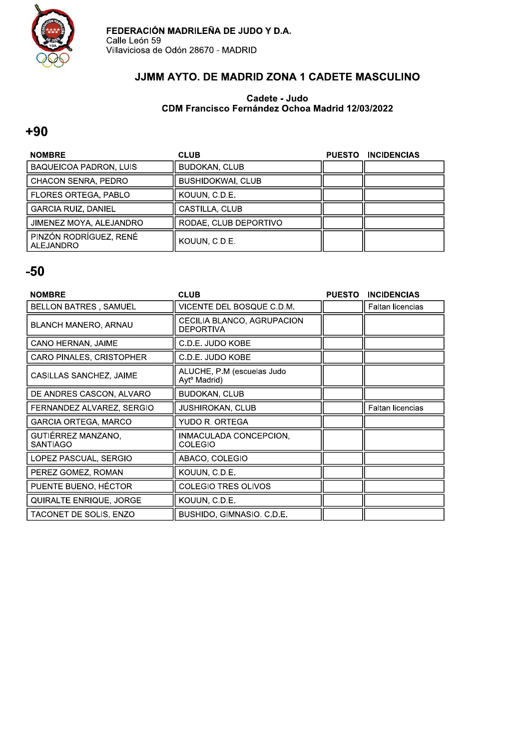FEDERACIÓN MADRILEÑA DE JUDO Y D.A.
Calle León 59
Villaviciosa de Odón 28670 - MADRID

## JJMM AYTO. DE MADRID ZONA 1 CADETE MASCULINO

**Cadete - Judo**
**CDM Francisco Fernández Ochoa Madrid 12/03/2022**

# +90

| NOMBRE | CLUB | PUESTO | INCIDENCIAS |
|---|---|---|---|
| BAQUEICOA PADRON, LUIS | BUDOKAN, CLUB | | |
| CHACON SENRA, PEDRO | BUSHIDOKWAI, CLUB | | |
| FLORES ORTEGA, PABLO | KOUUN, C.D.E. | | |
| GARCIA RUIZ, DANIEL | CASTILLA, CLUB | | |
| JIMENEZ MOYA, ALEJANDRO | RODAE, CLUB DEPORTIVO | | |
| PINZÓN RODRÍGUEZ, RENÉ ALEJANDRO | KOUUN, C.D.E. | | |

# -50

| NOMBRE | CLUB | PUESTO | INCIDENCIAS |
|---|---|---|---|
| BELLON BATRES , SAMUEL | VICENTE DEL BOSQUE C.D.M. | | Faltan licencias |
| BLANCH MANERO, ARNAU | CECILIA BLANCO, AGRUPACION DEPORTIVA | | |
| CANO HERNAN, JAIME | C.D.E. JUDO KOBE | | |
| CARO PINALES, CRISTOPHER | C.D.E. JUDO KOBE | | |
| CASILLAS SANCHEZ, JAIME | ALUCHE, P.M (escuelas Judo Aytº Madrid) | | |
| DE ANDRES CASCON, ALVARO | BUDOKAN, CLUB | | |
| FERNANDEZ ALVAREZ, SERGIO | JUSHIROKAN, CLUB | | Faltan licencias |
| GARCIA ORTEGA, MARCO | YUDO R. ORTEGA | | |
| GUTIÉRREZ MANZANO, SANTIAGO | INMACULADA CONCEPCION, COLEGIO | | |
| LOPEZ PASCUAL, SERGIO | ABACO, COLEGIO | | |
| PEREZ GOMEZ, ROMAN | KOUUN, C.D.E. | | |
| PUENTE BUENO, HÉCTOR | COLEGIO TRES OLIVOS | | |
| QUIRALTE ENRIQUE, JORGE | KOUUN, C.D.E. | | |
| TACONET DE SOLIS, ENZO | BUSHIDO, GIMNASIO. C.D.E. | | |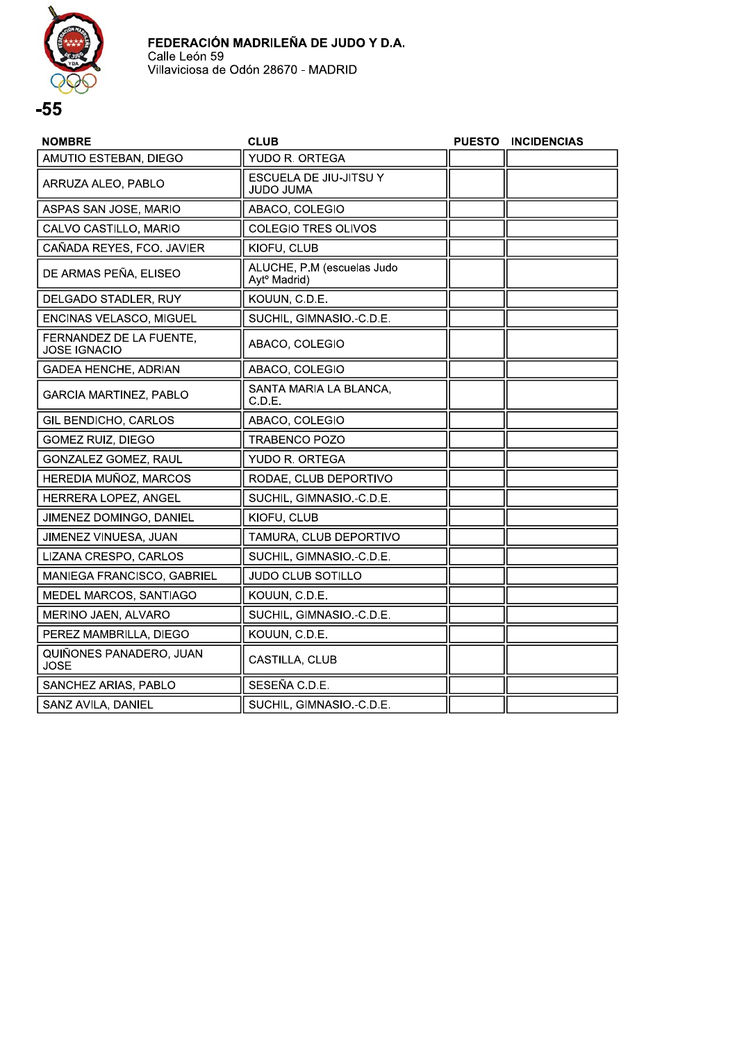**FEDERACIÓN MADRILEÑA DE JUDO Y D.A.**
Calle León 59
Villaviciosa de Odón 28670 - MADRID

# -55

| NOMBRE | CLUB | PUESTO | INCIDENCIAS |
|---|---|---|---|
| AMUTIO ESTEBAN, DIEGO | YUDO R. ORTEGA | | |
| ARRUZA ALEO, PABLO | ESCUELA DE JIU-JITSU Y JUDO JUMA | | |
| ASPAS SAN JOSE, MARIO | ABACO, COLEGIO | | |
| CALVO CASTILLO, MARIO | COLEGIO TRES OLIVOS | | |
| CAÑADA REYES, FCO. JAVIER | KIOFU, CLUB | | |
| DE ARMAS PEÑA, ELISEO | ALUCHE, P.M (escuelas Judo Aytº Madrid) | | |
| DELGADO STADLER, RUY | KOUUN, C.D.E. | | |
| ENCINAS VELASCO, MIGUEL | SUCHIL, GIMNASIO.-C.D.E. | | |
| FERNANDEZ DE LA FUENTE, JOSE IGNACIO | ABACO, COLEGIO | | |
| GADEA HENCHE, ADRIAN | ABACO, COLEGIO | | |
| GARCIA MARTINEZ, PABLO | SANTA MARIA LA BLANCA, C.D.E. | | |
| GIL BENDICHO, CARLOS | ABACO, COLEGIO | | |
| GOMEZ RUIZ, DIEGO | TRABENCO POZO | | |
| GONZALEZ GOMEZ, RAUL | YUDO R. ORTEGA | | |
| HEREDIA MUÑOZ, MARCOS | RODAE, CLUB DEPORTIVO | | |
| HERRERA LOPEZ, ANGEL | SUCHIL, GIMNASIO.-C.D.E. | | |
| JIMENEZ DOMINGO, DANIEL | KIOFU, CLUB | | |
| JIMENEZ VINUESA, JUAN | TAMURA, CLUB DEPORTIVO | | |
| LIZANA CRESPO, CARLOS | SUCHIL, GIMNASIO.-C.D.E. | | |
| MANIEGA FRANCISCO, GABRIEL | JUDO CLUB SOTILLO | | |
| MEDEL MARCOS, SANTIAGO | KOUUN, C.D.E. | | |
| MERINO JAEN, ALVARO | SUCHIL, GIMNASIO.-C.D.E. | | |
| PEREZ MAMBRILLA, DIEGO | KOUUN, C.D.E. | | |
| QUIÑONES PANADERO, JUAN JOSE | CASTILLA, CLUB | | |
| SANCHEZ ARIAS, PABLO | SESEÑA C.D.E. | | |
| SANZ AVILA, DANIEL | SUCHIL, GIMNASIO.-C.D.E. | | |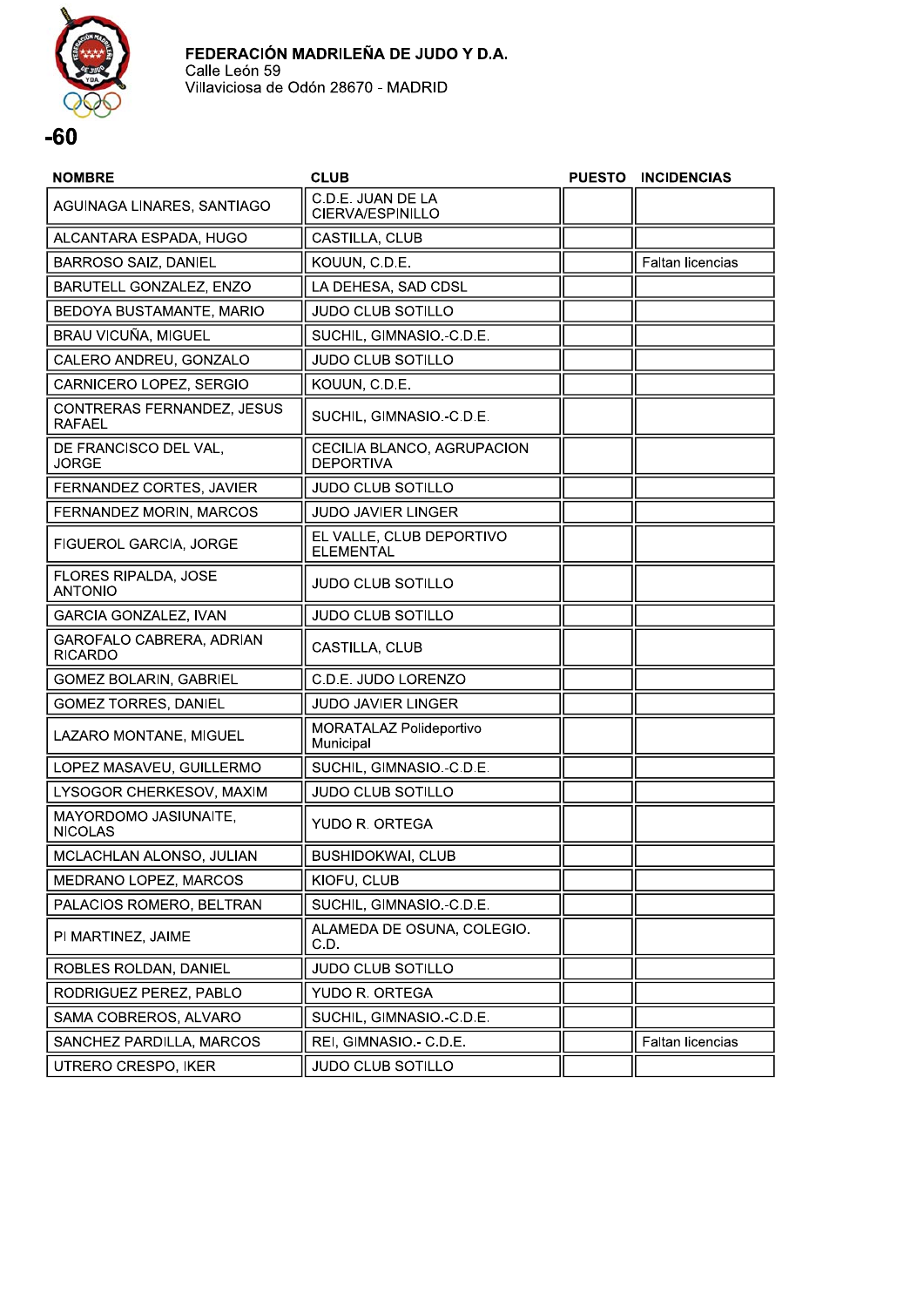**FEDERACIÓN MADRILEÑA DE JUDO Y D.A.**
Calle León 59
Villaviciosa de Odón 28670 - MADRID

# -60

| NOMBRE | CLUB | PUESTO | INCIDENCIAS |
|---|---|---|---|
| AGUINAGA LINARES, SANTIAGO | C.D.E. JUAN DE LA CIERVA/ESPINILLO | | |
| ALCANTARA ESPADA, HUGO | CASTILLA, CLUB | | |
| BARROSO SAIZ, DANIEL | KOUUN, C.D.E. | | Faltan licencias |
| BARUTELL GONZALEZ, ENZO | LA DEHESA, SAD CDSL | | |
| BEDOYA BUSTAMANTE, MARIO | JUDO CLUB SOTILLO | | |
| BRAU VICUÑA, MIGUEL | SUCHIL, GIMNASIO.-C.D.E. | | |
| CALERO ANDREU, GONZALO | JUDO CLUB SOTILLO | | |
| CARNICERO LOPEZ, SERGIO | KOUUN, C.D.E. | | |
| CONTRERAS FERNANDEZ, JESUS RAFAEL | SUCHIL, GIMNASIO.-C.D.E. | | |
| DE FRANCISCO DEL VAL, JORGE | CECILIA BLANCO, AGRUPACION DEPORTIVA | | |
| FERNANDEZ CORTES, JAVIER | JUDO CLUB SOTILLO | | |
| FERNANDEZ MORIN, MARCOS | JUDO JAVIER LINGER | | |
| FIGUEROL GARCIA, JORGE | EL VALLE, CLUB DEPORTIVO ELEMENTAL | | |
| FLORES RIPALDA, JOSE ANTONIO | JUDO CLUB SOTILLO | | |
| GARCIA GONZALEZ, IVAN | JUDO CLUB SOTILLO | | |
| GAROFALO CABRERA, ADRIAN RICARDO | CASTILLA, CLUB | | |
| GOMEZ BOLARIN, GABRIEL | C.D.E. JUDO LORENZO | | |
| GOMEZ TORRES, DANIEL | JUDO JAVIER LINGER | | |
| LAZARO MONTANE, MIGUEL | MORATALAZ Polideportivo Municipal | | |
| LOPEZ MASAVEU, GUILLERMO | SUCHIL, GIMNASIO.-C.D.E. | | |
| LYSOGOR CHERKESOV, MAXIM | JUDO CLUB SOTILLO | | |
| MAYORDOMO JASIUNAITE, NICOLAS | YUDO R. ORTEGA | | |
| MCLACHLAN ALONSO, JULIAN | BUSHIDOKWAI, CLUB | | |
| MEDRANO LOPEZ, MARCOS | KIOFU, CLUB | | |
| PALACIOS ROMERO, BELTRAN | SUCHIL, GIMNASIO.-C.D.E. | | |
| PI MARTINEZ, JAIME | ALAMEDA DE OSUNA, COLEGIO. C.D. | | |
| ROBLES ROLDAN, DANIEL | JUDO CLUB SOTILLO | | |
| RODRIGUEZ PEREZ, PABLO | YUDO R. ORTEGA | | |
| SAMA COBREROS, ALVARO | SUCHIL, GIMNASIO.-C.D.E. | | |
| SANCHEZ PARDILLA, MARCOS | REI, GIMNASIO.- C.D.E. | | Faltan licencias |
| UTRERO CRESPO, IKER | JUDO CLUB SOTILLO | | |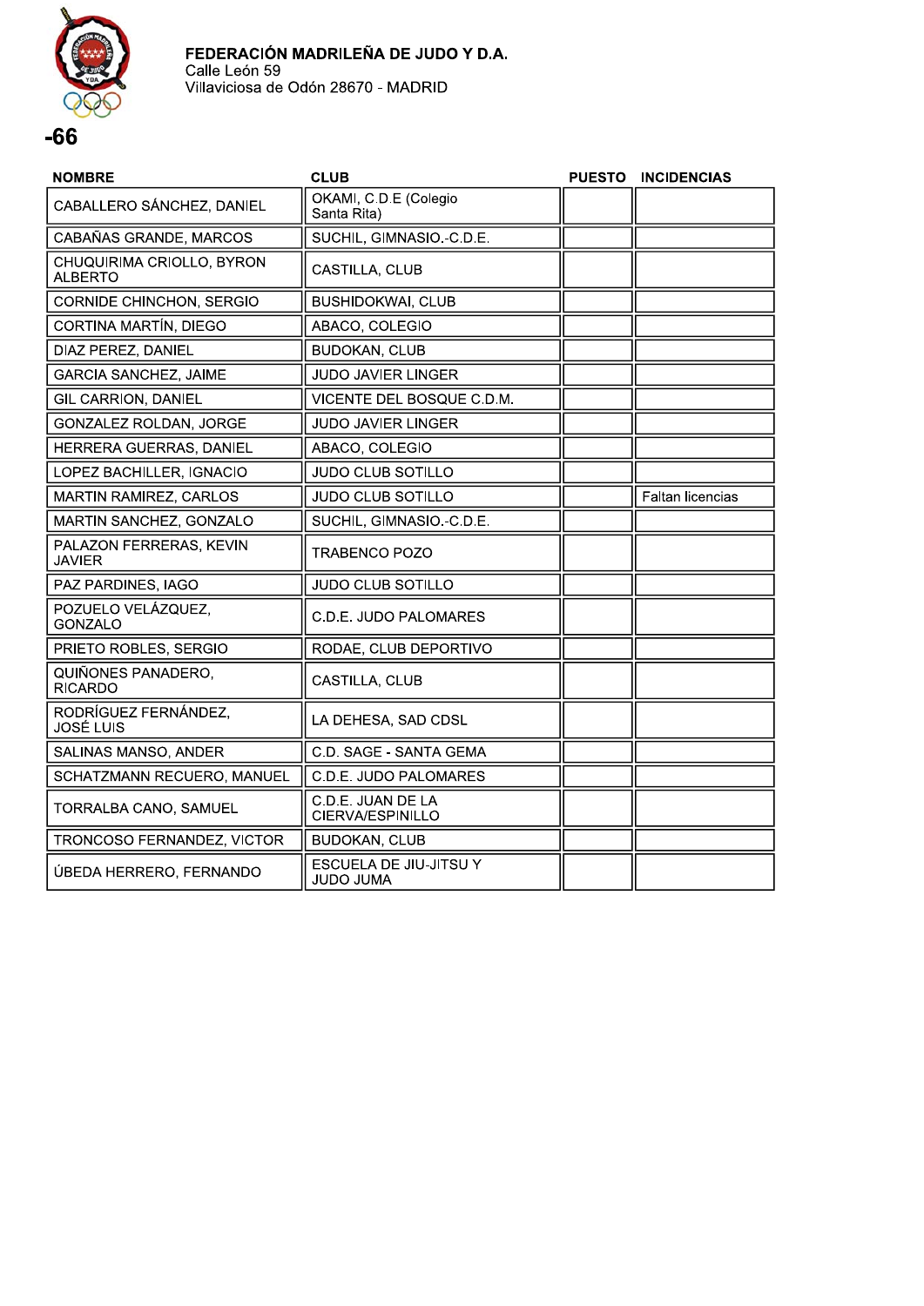**FEDERACIÓN MADRILEÑA DE JUDO Y D.A.**
Calle León 59
Villaviciosa de Odón 28670 - MADRID

# -66

| NOMBRE | CLUB | PUESTO | INCIDENCIAS |
|---|---|---|---|
| CABALLERO SÁNCHEZ, DANIEL | OKAMI, C.D.E (Colegio Santa Rita) | | |
| CABAÑAS GRANDE, MARCOS | SUCHIL, GIMNASIO.-C.D.E. | | |
| CHUQUIRIMA CRIOLLO, BYRON ALBERTO | CASTILLA, CLUB | | |
| CORNIDE CHINCHON, SERGIO | BUSHIDOKWAI, CLUB | | |
| CORTINA MARTÍN, DIEGO | ABACO, COLEGIO | | |
| DIAZ PEREZ, DANIEL | BUDOKAN, CLUB | | |
| GARCIA SANCHEZ, JAIME | JUDO JAVIER LINGER | | |
| GIL CARRION, DANIEL | VICENTE DEL BOSQUE C.D.M. | | |
| GONZALEZ ROLDAN, JORGE | JUDO JAVIER LINGER | | |
| HERRERA GUERRAS, DANIEL | ABACO, COLEGIO | | |
| LOPEZ BACHILLER, IGNACIO | JUDO CLUB SOTILLO | | |
| MARTIN RAMIREZ, CARLOS | JUDO CLUB SOTILLO | | Faltan licencias |
| MARTIN SANCHEZ, GONZALO | SUCHIL, GIMNASIO.-C.D.E. | | |
| PALAZON FERRERAS, KEVIN JAVIER | TRABENCO POZO | | |
| PAZ PARDINES, IAGO | JUDO CLUB SOTILLO | | |
| POZUELO VELÁZQUEZ, GONZALO | C.D.E. JUDO PALOMARES | | |
| PRIETO ROBLES, SERGIO | RODAE, CLUB DEPORTIVO | | |
| QUIÑONES PANADERO, RICARDO | CASTILLA, CLUB | | |
| RODRÍGUEZ FERNÁNDEZ, JOSÉ LUIS | LA DEHESA, SAD CDSL | | |
| SALINAS MANSO, ANDER | C.D. SAGE - SANTA GEMA | | |
| SCHATZMANN RECUERO, MANUEL | C.D.E. JUDO PALOMARES | | |
| TORRALBA CANO, SAMUEL | C.D.E. JUAN DE LA CIERVA/ESPINILLO | | |
| TRONCOSO FERNANDEZ, VICTOR | BUDOKAN, CLUB | | |
| ÚBEDA HERRERO, FERNANDO | ESCUELA DE JIU-JITSU Y JUDO JUMA | | |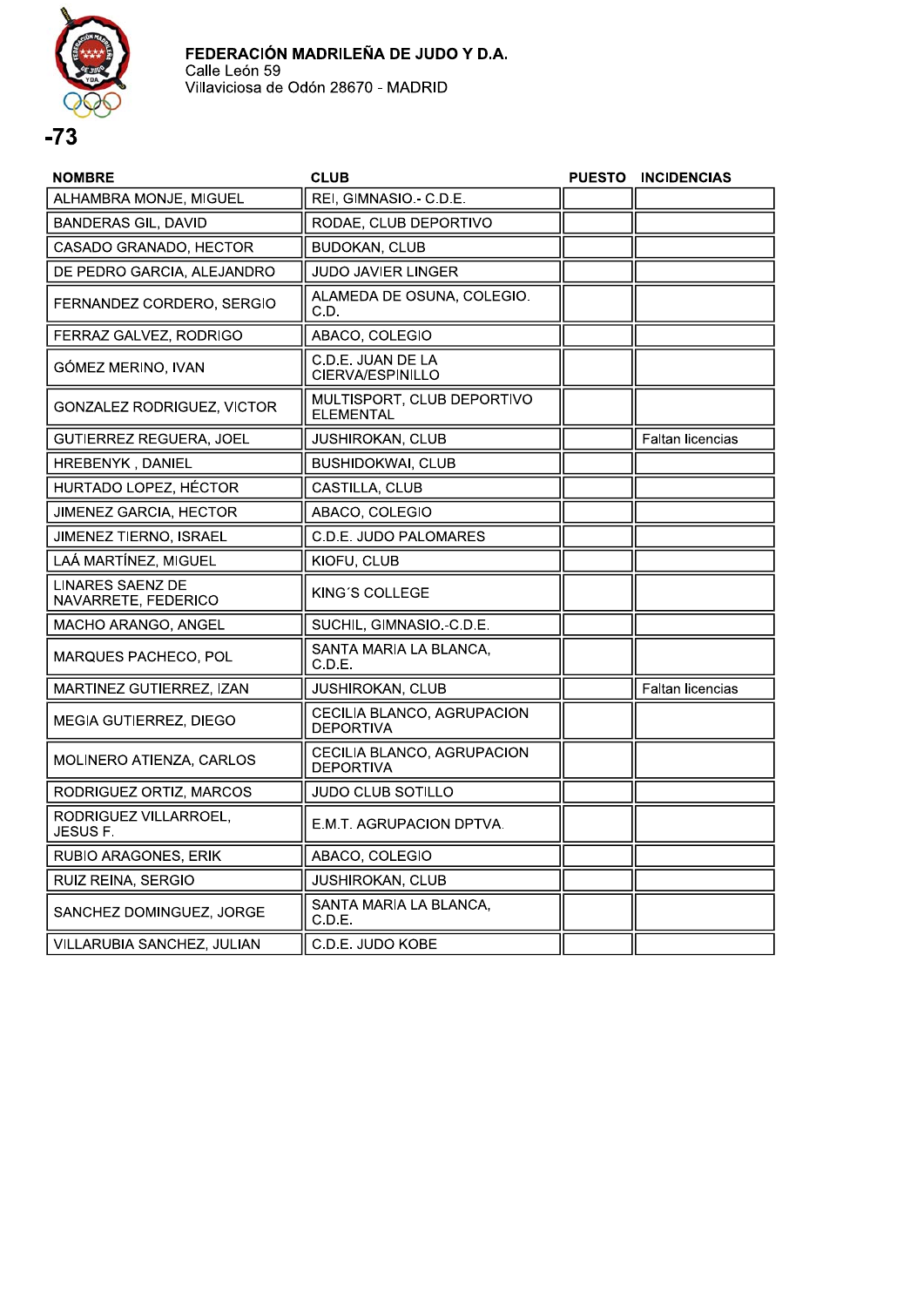**FEDERACIÓN MADRILEÑA DE JUDO Y D.A.**
Calle León 59
Villaviciosa de Odón 28670 - MADRID

# -73

| NOMBRE | CLUB | PUESTO | INCIDENCIAS |
|---|---|---|---|
| ALHAMBRA MONJE, MIGUEL | REI, GIMNASIO.- C.D.E. | | |
| BANDERAS GIL, DAVID | RODAE, CLUB DEPORTIVO | | |
| CASADO GRANADO, HECTOR | BUDOKAN, CLUB | | |
| DE PEDRO GARCIA, ALEJANDRO | JUDO JAVIER LINGER | | |
| FERNANDEZ CORDERO, SERGIO | ALAMEDA DE OSUNA, COLEGIO. C.D. | | |
| FERRAZ GALVEZ, RODRIGO | ABACO, COLEGIO | | |
| GÓMEZ MERINO, IVAN | C.D.E. JUAN DE LA CIERVA/ESPINILLO | | |
| GONZALEZ RODRIGUEZ, VICTOR | MULTISPORT, CLUB DEPORTIVO ELEMENTAL | | |
| GUTIERREZ REGUERA, JOEL | JUSHIROKAN, CLUB | | Faltan licencias |
| HREBENYK , DANIEL | BUSHIDOKWAI, CLUB | | |
| HURTADO LOPEZ, HÉCTOR | CASTILLA, CLUB | | |
| JIMENEZ GARCIA, HECTOR | ABACO, COLEGIO | | |
| JIMENEZ TIERNO, ISRAEL | C.D.E. JUDO PALOMARES | | |
| LAÁ MARTÍNEZ, MIGUEL | KIOFU, CLUB | | |
| LINARES SAENZ DE NAVARRETE, FEDERICO | KING´S COLLEGE | | |
| MACHO ARANGO, ANGEL | SUCHIL, GIMNASIO.-C.D.E. | | |
| MARQUES PACHECO, POL | SANTA MARIA LA BLANCA, C.D.E. | | |
| MARTINEZ GUTIERREZ, IZAN | JUSHIROKAN, CLUB | | Faltan licencias |
| MEGIA GUTIERREZ, DIEGO | CECILIA BLANCO, AGRUPACION DEPORTIVA | | |
| MOLINERO ATIENZA, CARLOS | CECILIA BLANCO, AGRUPACION DEPORTIVA | | |
| RODRIGUEZ ORTIZ, MARCOS | JUDO CLUB SOTILLO | | |
| RODRIGUEZ VILLARROEL, JESUS F. | E.M.T. AGRUPACION DPTVA. | | |
| RUBIO ARAGONES, ERIK | ABACO, COLEGIO | | |
| RUIZ REINA, SERGIO | JUSHIROKAN, CLUB | | |
| SANCHEZ DOMINGUEZ, JORGE | SANTA MARIA LA BLANCA, C.D.E. | | |
| VILLARUBIA SANCHEZ, JULIAN | C.D.E. JUDO KOBE | | |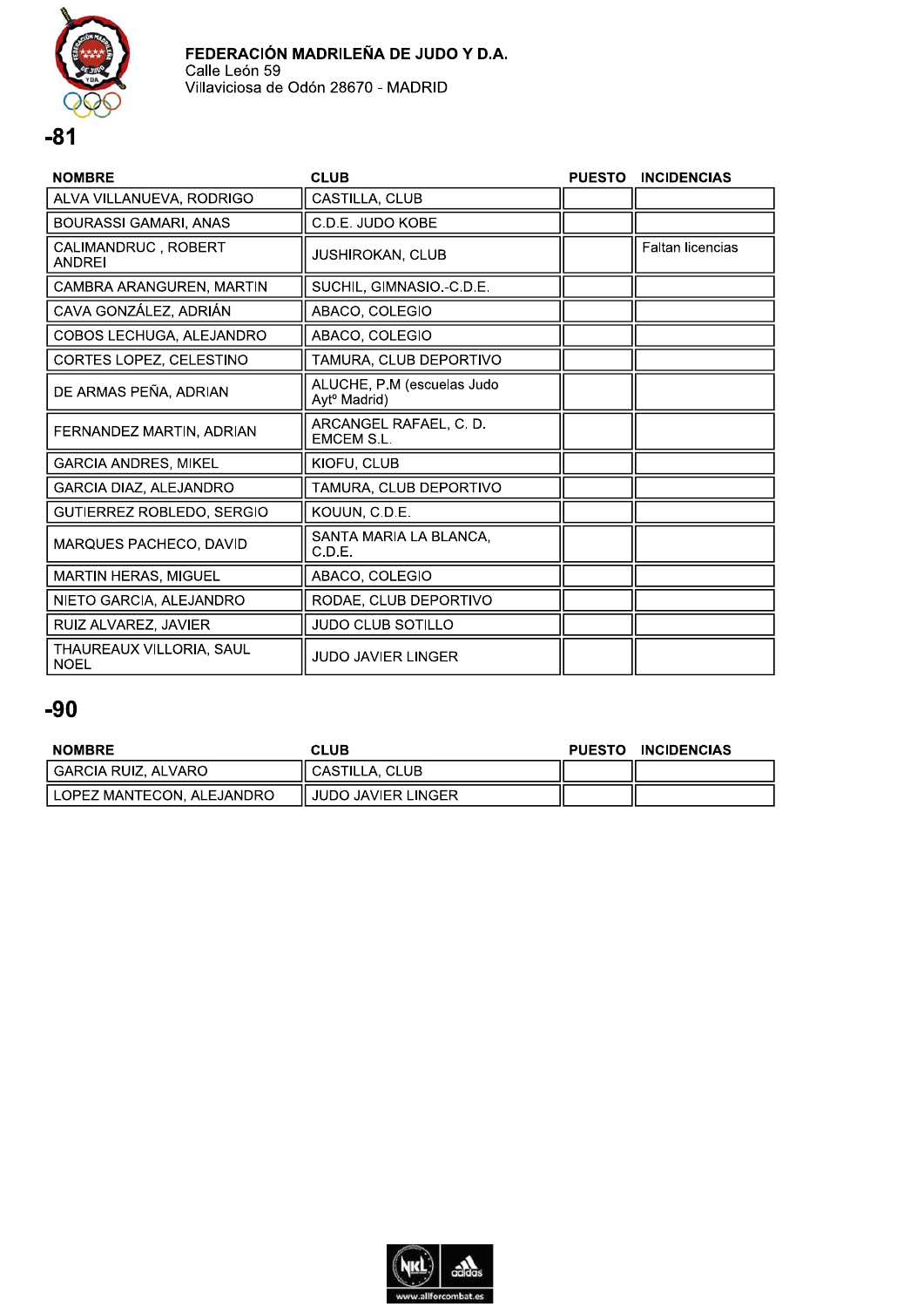FEDERACIÓN MADRILEÑA DE JUDO Y D.A.
Calle León 59
Villaviciosa de Odón 28670 - MADRID

## -81

| NOMBRE | CLUB | PUESTO | INCIDENCIAS |
|---|---|---|---|
| ALVA VILLANUEVA, RODRIGO | CASTILLA, CLUB | | |
| BOURASSI GAMARI, ANAS | C.D.E. JUDO KOBE | | |
| CALIMANDRUC , ROBERT ANDREI | JUSHIROKAN, CLUB | | Faltan licencias |
| CAMBRA ARANGUREN, MARTIN | SUCHIL, GIMNASIO.-C.D.E. | | |
| CAVA GONZÁLEZ, ADRIÁN | ABACO, COLEGIO | | |
| COBOS LECHUGA, ALEJANDRO | ABACO, COLEGIO | | |
| CORTES LOPEZ, CELESTINO | TAMURA, CLUB DEPORTIVO | | |
| DE ARMAS PEÑA, ADRIAN | ALUCHE, P.M (escuelas Judo Aytº Madrid) | | |
| FERNANDEZ MARTIN, ADRIAN | ARCANGEL RAFAEL, C. D. EMCEM S.L. | | |
| GARCIA ANDRES, MIKEL | KIOFU, CLUB | | |
| GARCIA DIAZ, ALEJANDRO | TAMURA, CLUB DEPORTIVO | | |
| GUTIERREZ ROBLEDO, SERGIO | KOUUN, C.D.E. | | |
| MARQUES PACHECO, DAVID | SANTA MARIA LA BLANCA, C.D.E. | | |
| MARTIN HERAS, MIGUEL | ABACO, COLEGIO | | |
| NIETO GARCIA, ALEJANDRO | RODAE, CLUB DEPORTIVO | | |
| RUIZ ALVAREZ, JAVIER | JUDO CLUB SOTILLO | | |
| THAUREAUX VILLORIA, SAUL NOEL | JUDO JAVIER LINGER | | |

## -90

| NOMBRE | CLUB | PUESTO | INCIDENCIAS |
|---|---|---|---|
| GARCIA RUIZ, ALVARO | CASTILLA, CLUB | | |
| LOPEZ MANTECON, ALEJANDRO | JUDO JAVIER LINGER | | |

www.allforcombat.es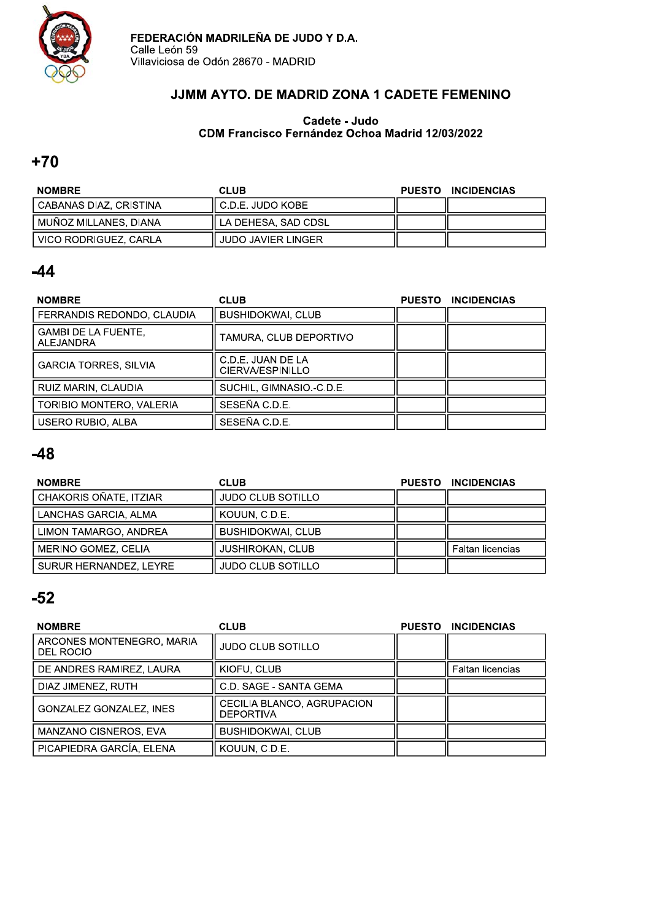FEDERACIÓN MADRILEÑA DE JUDO Y D.A.
Calle León 59
Villaviciosa de Odón 28670 - MADRID

## JJMM AYTO. DE MADRID ZONA 1 CADETE FEMENINO

**Cadete - Judo**
**CDM Francisco Fernández Ochoa Madrid 12/03/2022**

# +70

| NOMBRE | CLUB | PUESTO | INCIDENCIAS |
|---|---|---|---|
| CABANAS DIAZ, CRISTINA | C.D.E. JUDO KOBE | | |
| MUÑOZ MILLANES, DIANA | LA DEHESA, SAD CDSL | | |
| VICO RODRIGUEZ, CARLA | JUDO JAVIER LINGER | | |

# -44

| NOMBRE | CLUB | PUESTO | INCIDENCIAS |
|---|---|---|---|
| FERRANDIS REDONDO, CLAUDIA | BUSHIDOKWAI, CLUB | | |
| GAMBI DE LA FUENTE, ALEJANDRA | TAMURA, CLUB DEPORTIVO | | |
| GARCIA TORRES, SILVIA | C.D.E. JUAN DE LA CIERVA/ESPINILLO | | |
| RUIZ MARIN, CLAUDIA | SUCHIL, GIMNASIO.-C.D.E. | | |
| TORIBIO MONTERO, VALERIA | SESEÑA C.D.E. | | |
| USERO RUBIO, ALBA | SESEÑA C.D.E. | | |

# -48

| NOMBRE | CLUB | PUESTO | INCIDENCIAS |
|---|---|---|---|
| CHAKORIS OÑATE, ITZIAR | JUDO CLUB SOTILLO | | |
| LANCHAS GARCIA, ALMA | KOUUN, C.D.E. | | |
| LIMON TAMARGO, ANDREA | BUSHIDOKWAI, CLUB | | |
| MERINO GOMEZ, CELIA | JUSHIROKAN, CLUB | | Faltan licencias |
| SURUR HERNANDEZ, LEYRE | JUDO CLUB SOTILLO | | |

# -52

| NOMBRE | CLUB | PUESTO | INCIDENCIAS |
|---|---|---|---|
| ARCONES MONTENEGRO, MARIA DEL ROCIO | JUDO CLUB SOTILLO | | |
| DE ANDRES RAMIREZ, LAURA | KIOFU, CLUB | | Faltan licencias |
| DIAZ JIMENEZ, RUTH | C.D. SAGE - SANTA GEMA | | |
| GONZALEZ GONZALEZ, INES | CECILIA BLANCO, AGRUPACION DEPORTIVA | | |
| MANZANO CISNEROS, EVA | BUSHIDOKWAI, CLUB | | |
| PICAPIEDRA GARCÍA, ELENA | KOUUN, C.D.E. | | |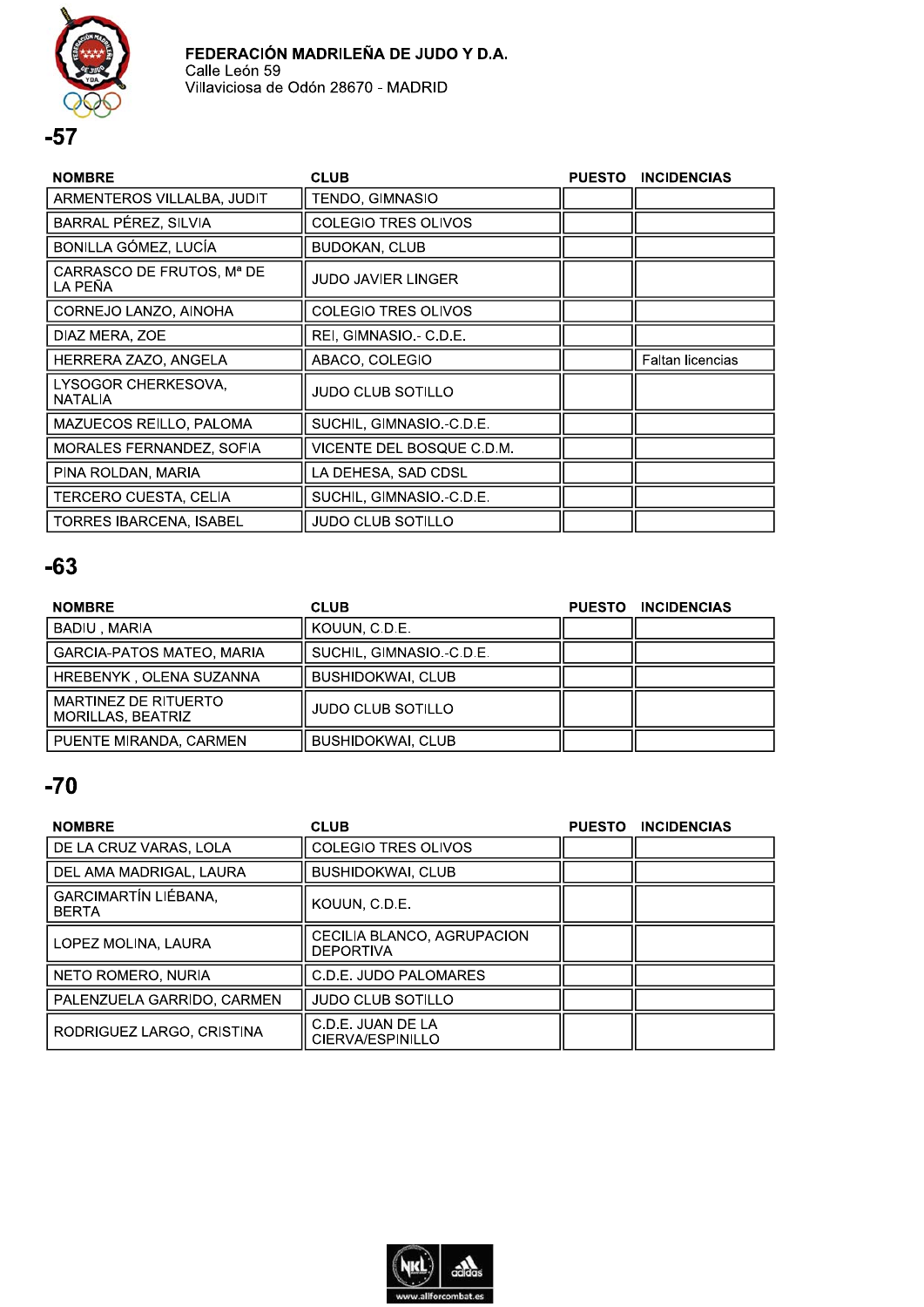**FEDERACIÓN MADRILEÑA DE JUDO Y D.A.**
Calle León 59
Villaviciosa de Odón 28670 - MADRID

## -57

| NOMBRE | CLUB | PUESTO | INCIDENCIAS |
|---|---|---|---|
| ARMENTEROS VILLALBA, JUDIT | TENDO, GIMNASIO | | |
| BARRAL PÉREZ, SILVIA | COLEGIO TRES OLIVOS | | |
| BONILLA GÓMEZ, LUCÍA | BUDOKAN, CLUB | | |
| CARRASCO DE FRUTOS, Mª DE LA PEÑA | JUDO JAVIER LINGER | | |
| CORNEJO LANZO, AINOHA | COLEGIO TRES OLIVOS | | |
| DIAZ MERA, ZOE | REI, GIMNASIO.- C.D.E. | | |
| HERRERA ZAZO, ANGELA | ABACO, COLEGIO | | Faltan licencias |
| LYSOGOR CHERKESOVA, NATALIA | JUDO CLUB SOTILLO | | |
| MAZUECOS REILLO, PALOMA | SUCHIL, GIMNASIO.-C.D.E. | | |
| MORALES FERNANDEZ, SOFIA | VICENTE DEL BOSQUE C.D.M. | | |
| PINA ROLDAN, MARIA | LA DEHESA, SAD CDSL | | |
| TERCERO CUESTA, CELIA | SUCHIL, GIMNASIO.-C.D.E. | | |
| TORRES IBARCENA, ISABEL | JUDO CLUB SOTILLO | | |

## -63

| NOMBRE | CLUB | PUESTO | INCIDENCIAS |
|---|---|---|---|
| BADIU , MARIA | KOUUN, C.D.E. | | |
| GARCIA-PATOS MATEO, MARIA | SUCHIL, GIMNASIO.-C.D.E. | | |
| HREBENYK , OLENA SUZANNA | BUSHIDOKWAI, CLUB | | |
| MARTINEZ DE RITUERTO MORILLAS, BEATRIZ | JUDO CLUB SOTILLO | | |
| PUENTE MIRANDA, CARMEN | BUSHIDOKWAI, CLUB | | |

## -70

| NOMBRE | CLUB | PUESTO | INCIDENCIAS |
|---|---|---|---|
| DE LA CRUZ VARAS, LOLA | COLEGIO TRES OLIVOS | | |
| DEL AMA MADRIGAL, LAURA | BUSHIDOKWAI, CLUB | | |
| GARCIMARTÍN LIÉBANA, BERTA | KOUUN, C.D.E. | | |
| LOPEZ MOLINA, LAURA | CECILIA BLANCO, AGRUPACION DEPORTIVA | | |
| NETO ROMERO, NURIA | C.D.E. JUDO PALOMARES | | |
| PALENZUELA GARRIDO, CARMEN | JUDO CLUB SOTILLO | | |
| RODRIGUEZ LARGO, CRISTINA | C.D.E. JUAN DE LA CIERVA/ESPINILLO | | |

www.allforcombat.es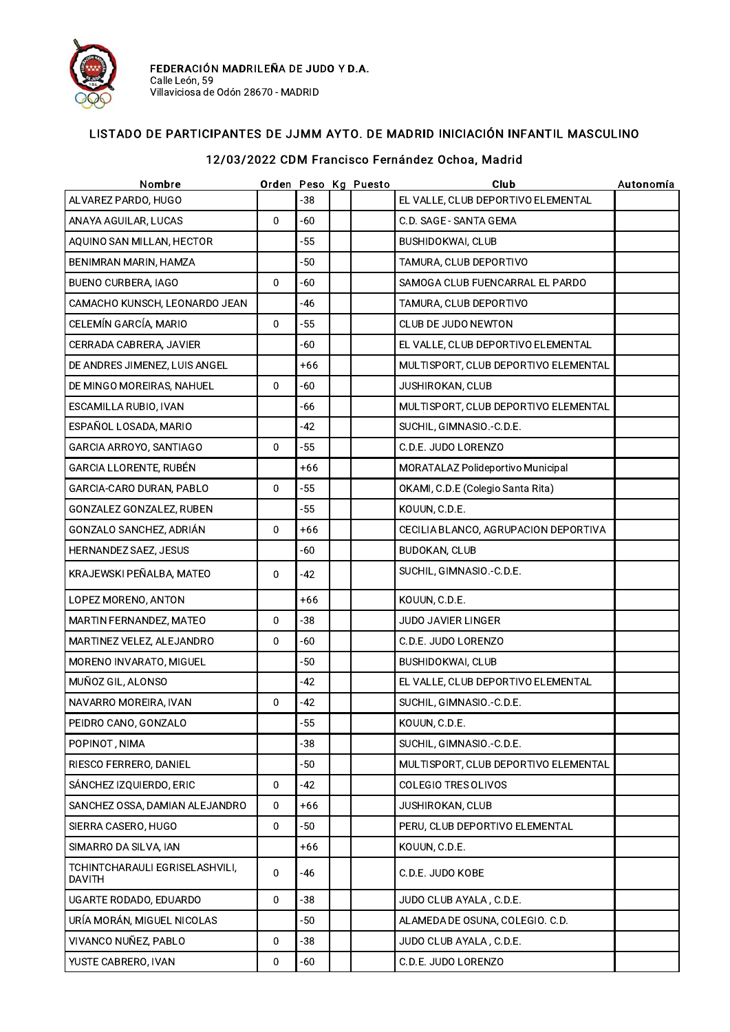FEDERACIÓN MADRILEÑA DE JUDO Y D.A.
Calle León, 59
Villaviciosa de Odón 28670 - MADRID

## LISTADO DE PARTICIPANTES DE JJMM AYTO. DE MADRID INICIACIÓN INFANTIL MASCULINO

### 12/03/2022 CDM Francisco Fernández Ochoa, Madrid

| Nombre | Orden | Peso | Kg | Puesto | Club | Autonomía |
|---|---|---|---|---|---|---|
| ALVAREZ PARDO, HUGO | | -38 | | | EL VALLE, CLUB DEPORTIVO ELEMENTAL | |
| ANAYA AGUILAR, LUCAS | 0 | -60 | | | C.D. SAGE - SANTA GEMA | |
| AQUINO SAN MILLAN, HECTOR | | -55 | | | BUSHIDOKWAI, CLUB | |
| BENIMRAN MARIN, HAMZA | | -50 | | | TAMURA, CLUB DEPORTIVO | |
| BUENO CURBERA, IAGO | 0 | -60 | | | SAMOGA CLUB FUENCARRAL EL PARDO | |
| CAMACHO KUNSCH, LEONARDO JEAN | | -46 | | | TAMURA, CLUB DEPORTIVO | |
| CELEMÍN GARCÍA, MARIO | 0 | -55 | | | CLUB DE JUDO NEWTON | |
| CERRADA CABRERA, JAVIER | | -60 | | | EL VALLE, CLUB DEPORTIVO ELEMENTAL | |
| DE ANDRES JIMENEZ, LUIS ANGEL | | +66 | | | MULTISPORT, CLUB DEPORTIVO ELEMENTAL | |
| DE MINGO MOREIRAS, NAHUEL | 0 | -60 | | | JUSHIROKAN, CLUB | |
| ESCAMILLA RUBIO, IVAN | | -66 | | | MULTISPORT, CLUB DEPORTIVO ELEMENTAL | |
| ESPAÑOL LOSADA, MARIO | | -42 | | | SUCHIL, GIMNASIO.-C.D.E. | |
| GARCIA ARROYO, SANTIAGO | 0 | -55 | | | C.D.E. JUDO LORENZO | |
| GARCIA LLORENTE, RUBÉN | | +66 | | | MORATALAZ Polideportivo Municipal | |
| GARCIA-CARO DURAN, PABLO | 0 | -55 | | | OKAMI, C.D.E (Colegio Santa Rita) | |
| GONZALEZ GONZALEZ, RUBEN | | -55 | | | KOUUN, C.D.E. | |
| GONZALO SANCHEZ, ADRIÁN | 0 | +66 | | | CECILIA BLANCO, AGRUPACION DEPORTIVA | |
| HERNANDEZ SAEZ, JESUS | | -60 | | | BUDOKAN, CLUB | |
| KRAJEWSKI PEÑALBA, MATEO | 0 | -42 | | | SUCHIL, GIMNASIO.-C.D.E. | |
| LOPEZ MORENO, ANTON | | +66 | | | KOUUN, C.D.E. | |
| MARTIN FERNANDEZ, MATEO | 0 | -38 | | | JUDO JAVIER LINGER | |
| MARTINEZ VELEZ, ALEJANDRO | 0 | -60 | | | C.D.E. JUDO LORENZO | |
| MORENO INVARATO, MIGUEL | | -50 | | | BUSHIDOKWAI, CLUB | |
| MUÑOZ GIL, ALONSO | | -42 | | | EL VALLE, CLUB DEPORTIVO ELEMENTAL | |
| NAVARRO MOREIRA, IVAN | 0 | -42 | | | SUCHIL, GIMNASIO.-C.D.E. | |
| PEIDRO CANO, GONZALO | | -55 | | | KOUUN, C.D.E. | |
| POPINOT , NIMA | | -38 | | | SUCHIL, GIMNASIO.-C.D.E. | |
| RIESCO FERRERO, DANIEL | | -50 | | | MULTISPORT, CLUB DEPORTIVO ELEMENTAL | |
| SÁNCHEZ IZQUIERDO, ERIC | 0 | -42 | | | COLEGIO TRES OLIVOS | |
| SANCHEZ OSSA, DAMIAN ALEJANDRO | 0 | +66 | | | JUSHIROKAN, CLUB | |
| SIERRA CASERO, HUGO | 0 | -50 | | | PERU, CLUB DEPORTIVO ELEMENTAL | |
| SIMARRO DA SILVA, IAN | | +66 | | | KOUUN, C.D.E. | |
| TCHINTCHARAULI EGRISELASHVILI, DAVITH | 0 | -46 | | | C.D.E. JUDO KOBE | |
| UGARTE RODADO, EDUARDO | 0 | -38 | | | JUDO CLUB AYALA , C.D.E. | |
| URÍA MORÁN, MIGUEL NICOLAS | | -50 | | | ALAMEDA DE OSUNA, COLEGIO. C.D. | |
| VIVANCO NUÑEZ, PABLO | 0 | -38 | | | JUDO CLUB AYALA , C.D.E. | |
| YUSTE CABRERO, IVAN | 0 | -60 | | | C.D.E. JUDO LORENZO | |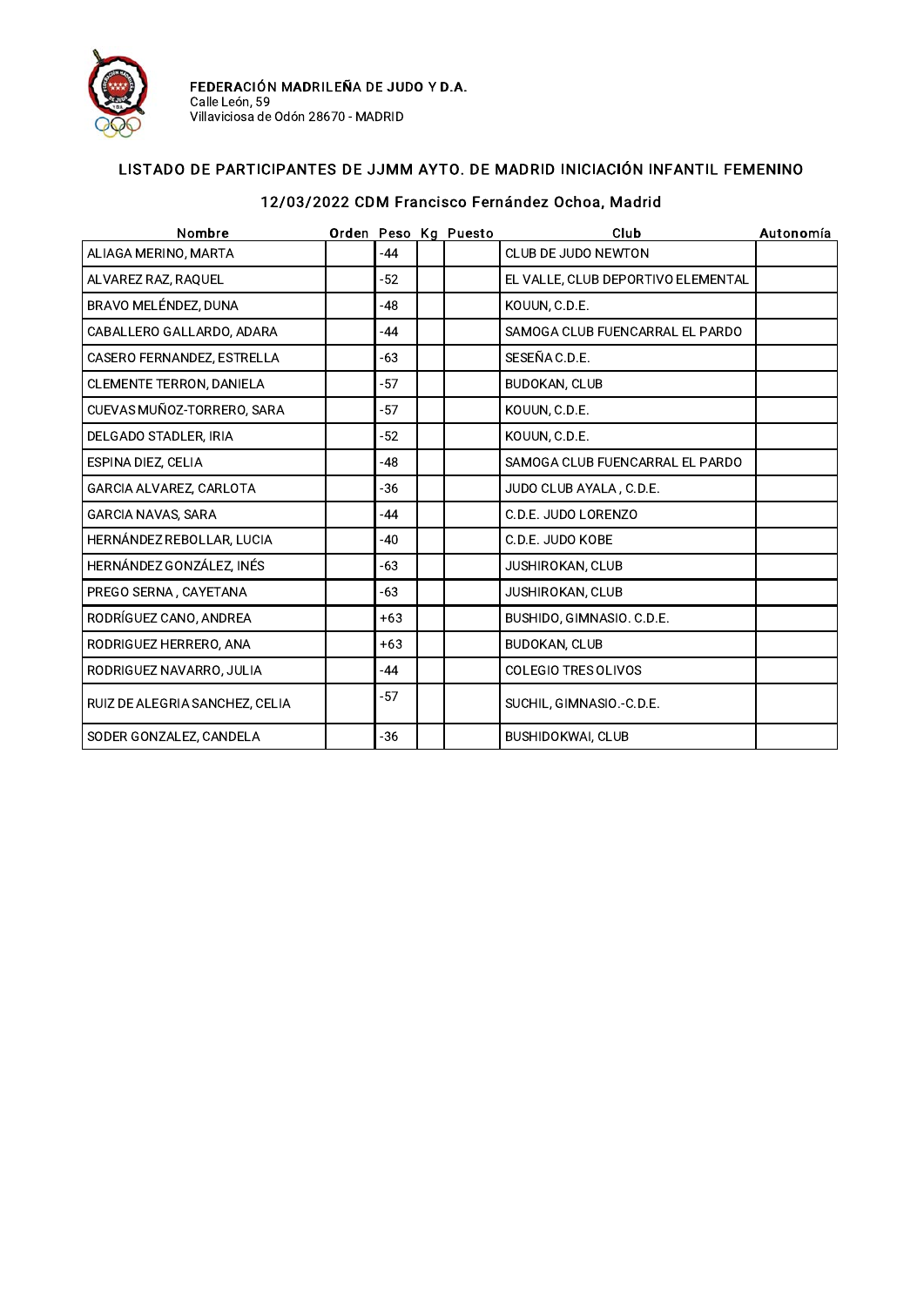**FEDERACIÓN MADRILEÑA DE JUDO Y D.A.**
Calle León, 59
Villaviciosa de Odón 28670 - MADRID

## LISTADO DE PARTICIPANTES DE JJMM AYTO. DE MADRID INICIACIÓN INFANTIL FEMENINO

### 12/03/2022 CDM Francisco Fernández Ochoa, Madrid

| Nombre | Orden | Peso | Kg | Puesto | Club | Autonomía |
|---|---|---|---|---|---|---|
| ALIAGA MERINO, MARTA | | -44 | | | CLUB DE JUDO NEWTON | |
| ALVAREZ RAZ, RAQUEL | | -52 | | | EL VALLE, CLUB DEPORTIVO ELEMENTAL | |
| BRAVO MELÉNDEZ, DUNA | | -48 | | | KOUUN, C.D.E. | |
| CABALLERO GALLARDO, ADARA | | -44 | | | SAMOGA CLUB FUENCARRAL EL PARDO | |
| CASERO FERNANDEZ, ESTRELLA | | -63 | | | SESEÑA C.D.E. | |
| CLEMENTE TERRON, DANIELA | | -57 | | | BUDOKAN, CLUB | |
| CUEVAS MUÑOZ-TORRERO, SARA | | -57 | | | KOUUN, C.D.E. | |
| DELGADO STADLER, IRIA | | -52 | | | KOUUN, C.D.E. | |
| ESPINA DIEZ, CELIA | | -48 | | | SAMOGA CLUB FUENCARRAL EL PARDO | |
| GARCIA ALVAREZ, CARLOTA | | -36 | | | JUDO CLUB AYALA , C.D.E. | |
| GARCIA NAVAS, SARA | | -44 | | | C.D.E. JUDO LORENZO | |
| HERNÁNDEZ REBOLLAR, LUCIA | | -40 | | | C.D.E. JUDO KOBE | |
| HERNÁNDEZ GONZÁLEZ, INÉS | | -63 | | | JUSHIROKAN, CLUB | |
| PREGO SERNA , CAYETANA | | -63 | | | JUSHIROKAN, CLUB | |
| RODRÍGUEZ CANO, ANDREA | | +63 | | | BUSHIDO, GIMNASIO. C.D.E. | |
| RODRIGUEZ HERRERO, ANA | | +63 | | | BUDOKAN, CLUB | |
| RODRIGUEZ NAVARRO, JULIA | | -44 | | | COLEGIO TRES OLIVOS | |
| RUIZ DE ALEGRIA SANCHEZ, CELIA | | -57 | | | SUCHIL, GIMNASIO.-C.D.E. | |
| SODER GONZALEZ, CANDELA | | -36 | | | BUSHIDOKWAI, CLUB | |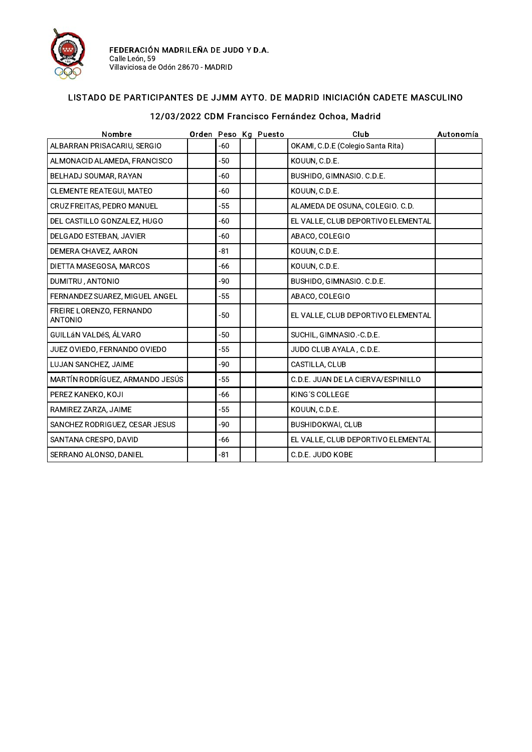**FEDERACIÓN MADRILEÑA DE JUDO Y D.A.**
Calle León, 59
Villaviciosa de Odón 28670 - MADRID

## LISTADO DE PARTICIPANTES DE JJMM AYTO. DE MADRID INICIACIÓN CADETE MASCULINO

### 12/03/2022 CDM Francisco Fernández Ochoa, Madrid

| Nombre | Orden | Peso | Kg | Puesto | Club | Autonomía |
|---|---|---|---|---|---|---|
| ALBARRAN PRISACARIU, SERGIO | | -60 | | | OKAMI, C.D.E (Colegio Santa Rita) | |
| ALMONACID ALAMEDA, FRANCISCO | | -50 | | | KOUUN, C.D.E. | |
| BELHADJ SOUMAR, RAYAN | | -60 | | | BUSHIDO, GIMNASIO. C.D.E. | |
| CLEMENTE REATEGUI, MATEO | | -60 | | | KOUUN, C.D.E. | |
| CRUZ FREITAS, PEDRO MANUEL | | -55 | | | ALAMEDA DE OSUNA, COLEGIO. C.D. | |
| DEL CASTILLO GONZALEZ, HUGO | | -60 | | | EL VALLE, CLUB DEPORTIVO ELEMENTAL | |
| DELGADO ESTEBAN, JAVIER | | -60 | | | ABACO, COLEGIO | |
| DEMERA CHAVEZ, AARON | | -81 | | | KOUUN, C.D.E. | |
| DIETTA MASEGOSA, MARCOS | | -66 | | | KOUUN, C.D.E. | |
| DUMITRU , ANTONIO | | -90 | | | BUSHIDO, GIMNASIO. C.D.E. | |
| FERNANDEZ SUAREZ, MIGUEL ANGEL | | -55 | | | ABACO, COLEGIO | |
| FREIRE LORENZO, FERNANDO ANTONIO | | -50 | | | EL VALLE, CLUB DEPORTIVO ELEMENTAL | |
| GUILLáN VALDéS, ÁLVARO | | -50 | | | SUCHIL, GIMNASIO.-C.D.E. | |
| JUEZ OVIEDO, FERNANDO OVIEDO | | -55 | | | JUDO CLUB AYALA , C.D.E. | |
| LUJAN SANCHEZ, JAIME | | -90 | | | CASTILLA, CLUB | |
| MARTÍN RODRÍGUEZ, ARMANDO JESÚS | | -55 | | | C.D.E. JUAN DE LA CIERVA/ESPINILLO | |
| PEREZ KANEKO, KOJI | | -66 | | | KING´S COLLEGE | |
| RAMIREZ ZARZA, JAIME | | -55 | | | KOUUN, C.D.E. | |
| SANCHEZ RODRIGUEZ, CESAR JESUS | | -90 | | | BUSHIDOKWAI, CLUB | |
| SANTANA CRESPO, DAVID | | -66 | | | EL VALLE, CLUB DEPORTIVO ELEMENTAL | |
| SERRANO ALONSO, DANIEL | | -81 | | | C.D.E. JUDO KOBE | |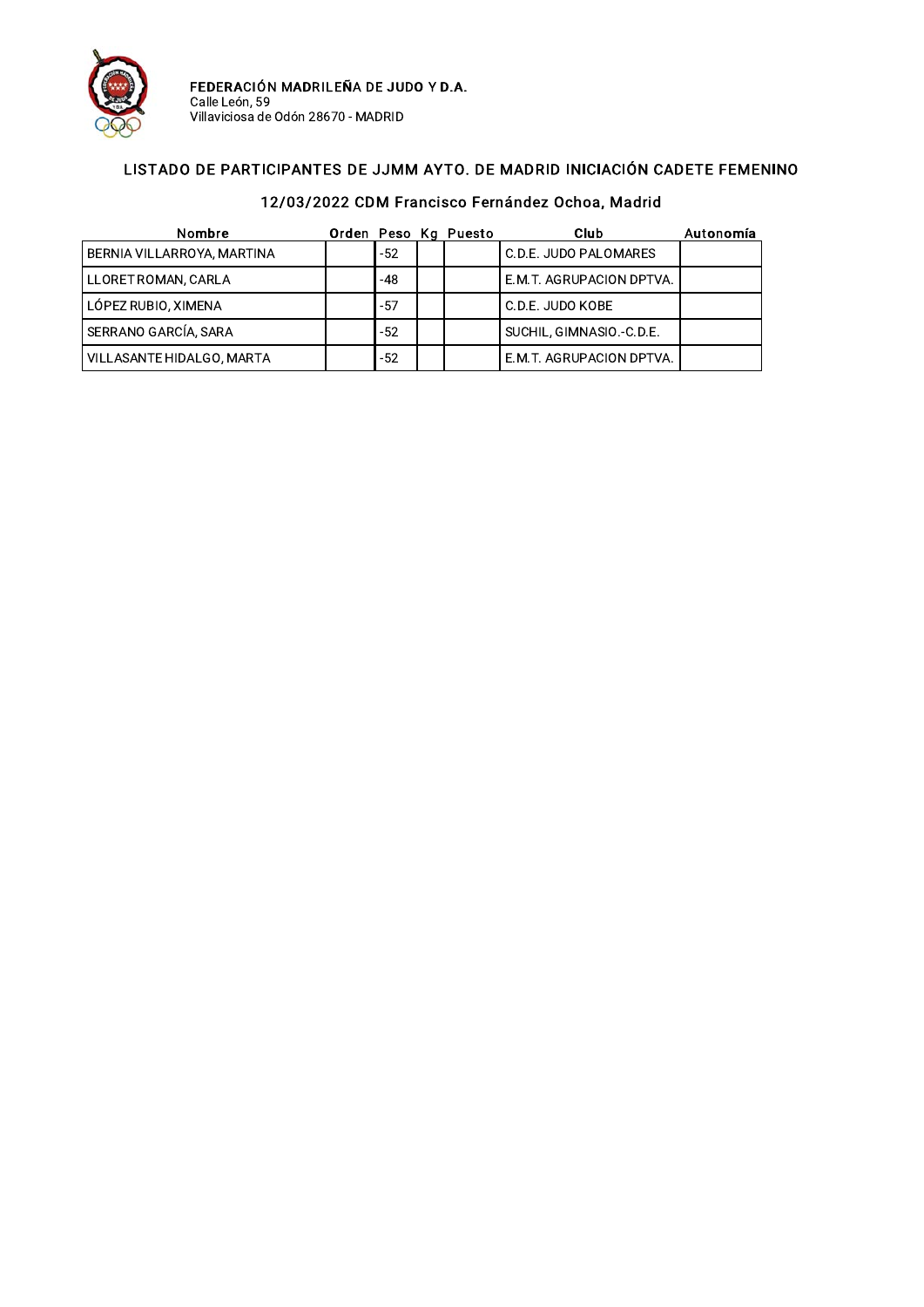**FEDERACIÓN MADRILEÑA DE JUDO Y D.A.**
Calle León, 59
Villaviciosa de Odón 28670 - MADRID

## LISTADO DE PARTICIPANTES DE JJMM AYTO. DE MADRID INICIACIÓN CADETE FEMENINO

### 12/03/2022 CDM Francisco Fernández Ochoa, Madrid

| Nombre | Orden | Peso | Kg | Puesto | Club | Autonomía |
|---|---|---|---|---|---|---|
| BERNIA VILLARROYA, MARTINA | | -52 | | | C.D.E. JUDO PALOMARES | |
| LLORET ROMAN, CARLA | | -48 | | | E.M.T. AGRUPACION DPTVA. | |
| LÓPEZ RUBIO, XIMENA | | -57 | | | C.D.E. JUDO KOBE | |
| SERRANO GARCÍA, SARA | | -52 | | | SUCHIL, GIMNASIO.-C.D.E. | |
| VILLASANTE HIDALGO, MARTA | | -52 | | | E.M.T. AGRUPACION DPTVA. | |